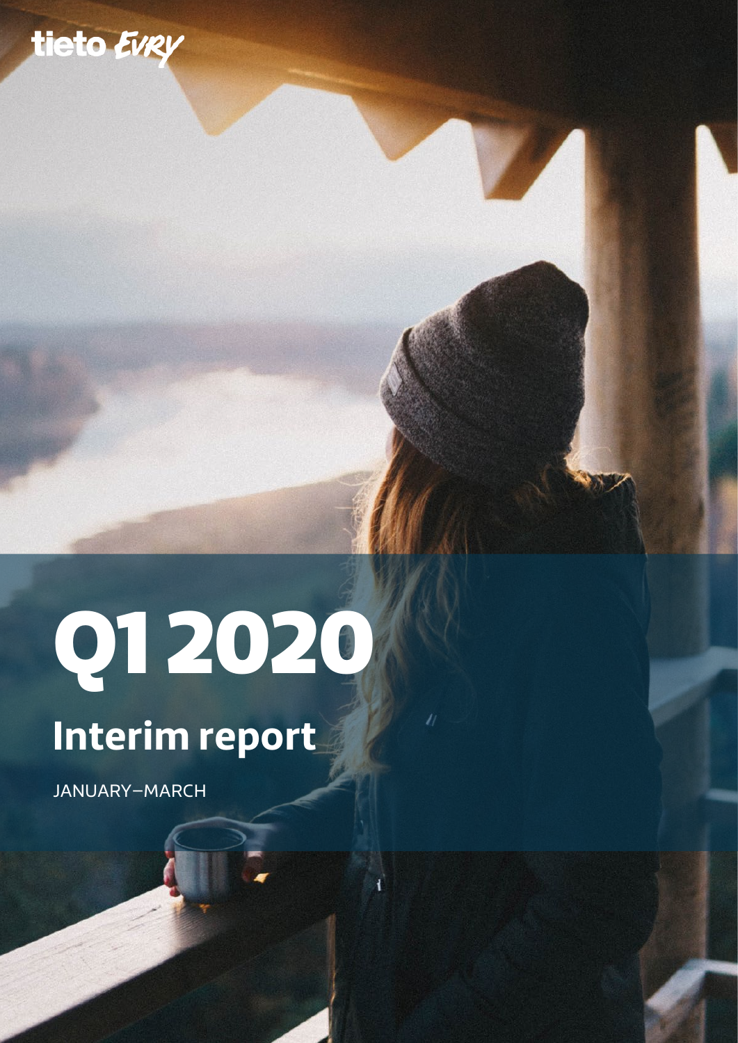tieto EVRY

# Q1 2020

## Interim report

JANUARY–MARCH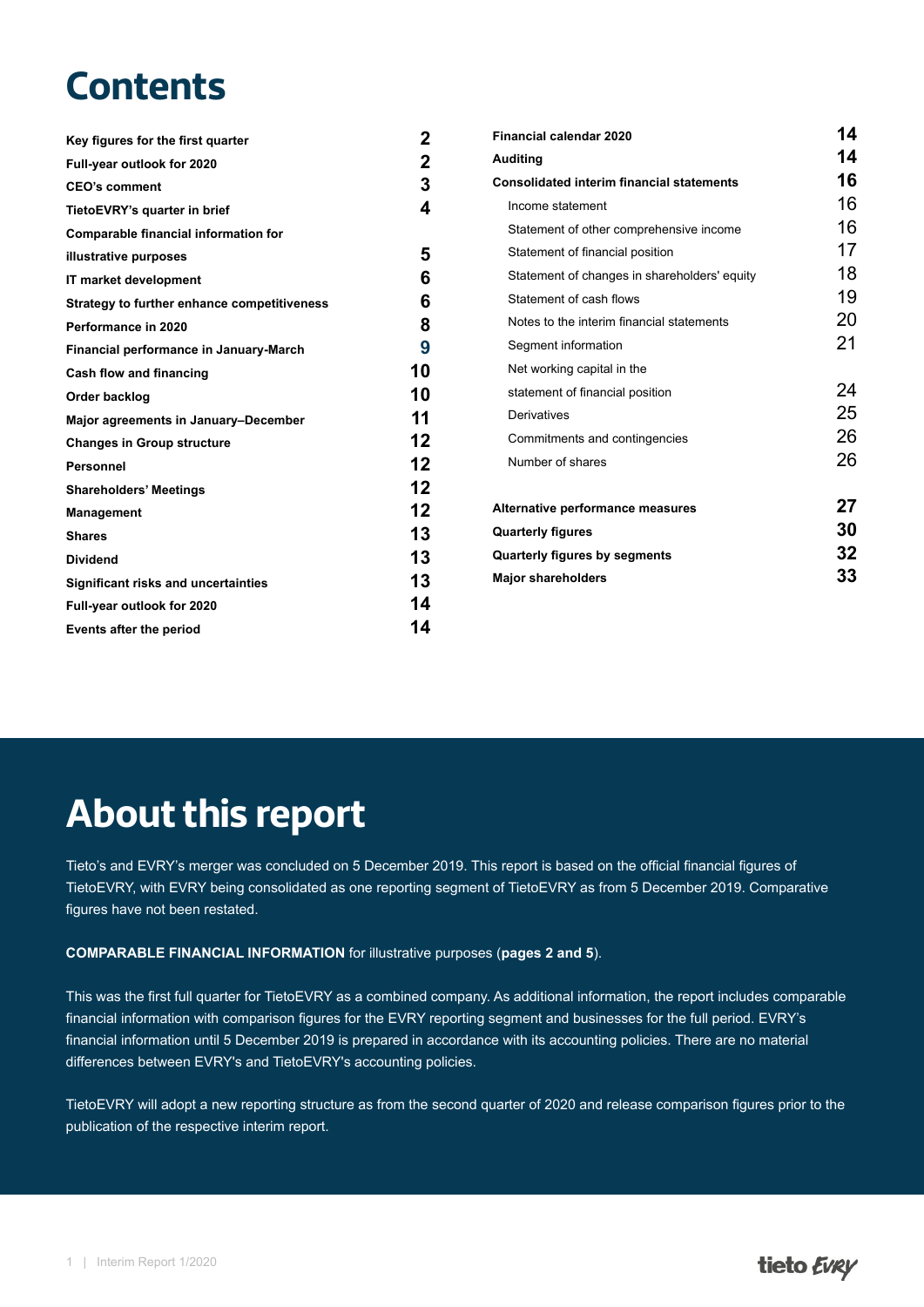# Contents

| | |
|---|---|
| **Key figures for the first quarter** | **2** |
| **Full-year outlook for 2020** | **2** |
| **CEO's comment** | **3** |
| **TietoEVRY's quarter in brief** | **4** |
| **Comparable financial information for illustrative purposes** | **5** |
| **IT market development** | **6** |
| **Strategy to further enhance competitiveness** | **6** |
| **Performance in 2020** | **8** |
| **Financial performance in January-March** | **9** |
| **Cash flow and financing** | **10** |
| **Order backlog** | **10** |
| **Major agreements in January–December** | **11** |
| **Changes in Group structure** | **12** |
| **Personnel** | **12** |
| **Shareholders' Meetings** | **12** |
| **Management** | **12** |
| **Shares** | **13** |
| **Dividend** | **13** |
| **Significant risks and uncertainties** | **13** |
| **Full-year outlook for 2020** | **14** |
| **Events after the period** | **14** |
| **Financial calendar 2020** | **14** |
| **Auditing** | **14** |
| **Consolidated interim financial statements** | **16** |
| Income statement | 16 |
| Statement of other comprehensive income | 16 |
| Statement of financial position | 17 |
| Statement of changes in shareholders' equity | 18 |
| Statement of cash flows | 19 |
| Notes to the interim financial statements | 20 |
| Segment information | 21 |
| Net working capital in the statement of financial position | 24 |
| Derivatives | 25 |
| Commitments and contingencies | 26 |
| Number of shares | 26 |
| **Alternative performance measures** | **27** |
| **Quarterly figures** | **30** |
| **Quarterly figures by segments** | **32** |
| **Major shareholders** | **33** |

# About this report

Tieto's and EVRY's merger was concluded on 5 December 2019. This report is based on the official financial figures of TietoEVRY, with EVRY being consolidated as one reporting segment of TietoEVRY as from 5 December 2019. Comparative figures have not been restated.

**COMPARABLE FINANCIAL INFORMATION** for illustrative purposes (**pages 2 and 5**).

This was the first full quarter for TietoEVRY as a combined company. As additional information, the report includes comparable financial information with comparison figures for the EVRY reporting segment and businesses for the full period. EVRY's financial information until 5 December 2019 is prepared in accordance with its accounting policies. There are no material differences between EVRY's and TietoEVRY's accounting policies.

TietoEVRY will adopt a new reporting structure as from the second quarter of 2020 and release comparison figures prior to the publication of the respective interim report.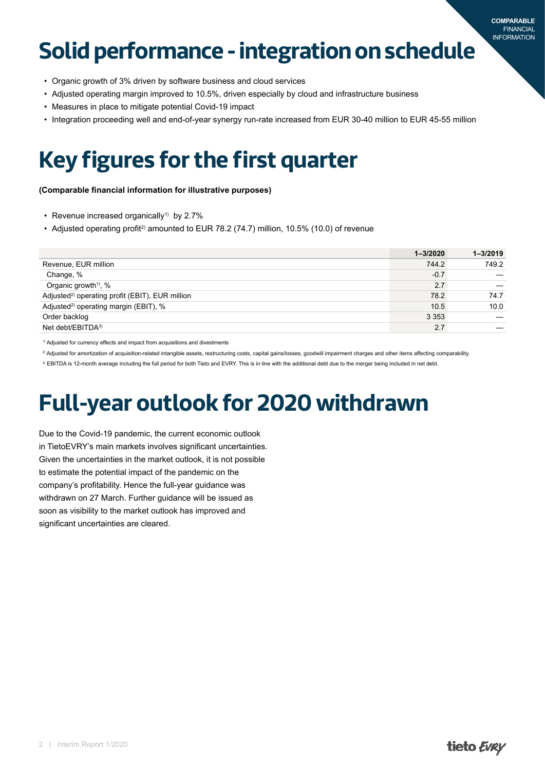# Solid performance - integration on schedule

- Organic growth of 3% driven by software business and cloud services
- Adjusted operating margin improved to 10.5%, driven especially by cloud and infrastructure business
- Measures in place to mitigate potential Covid-19 impact
- Integration proceeding well and end-of-year synergy run-rate increased from EUR 30-40 million to EUR 45-55 million

# Key figures for the first quarter

**(Comparable financial information for illustrative purposes)**

- Revenue increased organically[1] by 2.7%
- Adjusted operating profit[2] amounted to EUR 78.2 (74.7) million, 10.5% (10.0) of revenue

| | 1–3/2020 | 1–3/2019 |
|---|---|---|
| Revenue, EUR million | 744.2 | 749.2 |
| Change, % | -0.7 | — |
| Organic growth[1], % | 2.7 | — |
| Adjusted[2] operating profit (EBIT), EUR million | 78.2 | 74.7 |
| Adjusted[2] operating margin (EBIT), % | 10.5 | 10.0 |
| Order backlog | 3 353 | — |
| Net debt/EBITDA[3] | 2.7 | — |

[1] Adjusted for currency effects and impact from acquisitions and divestments

[2] Adjusted for amortization of acquisition-related intangible assets, restructuring costs, capital gains/losses, goodwill impairment charges and other items affecting comparability.

[3] EBITDA is 12-month average including the full period for both Tieto and EVRY. This is in line with the additional debt due to the merger being included in net debt.

# Full-year outlook for 2020 withdrawn

Due to the Covid-19 pandemic, the current economic outlook in TietoEVRY's main markets involves significant uncertainties. Given the uncertainties in the market outlook, it is not possible to estimate the potential impact of the pandemic on the company's profitability. Hence the full-year guidance was withdrawn on 27 March. Further guidance will be issued as soon as visibility to the market outlook has improved and significant uncertainties are cleared.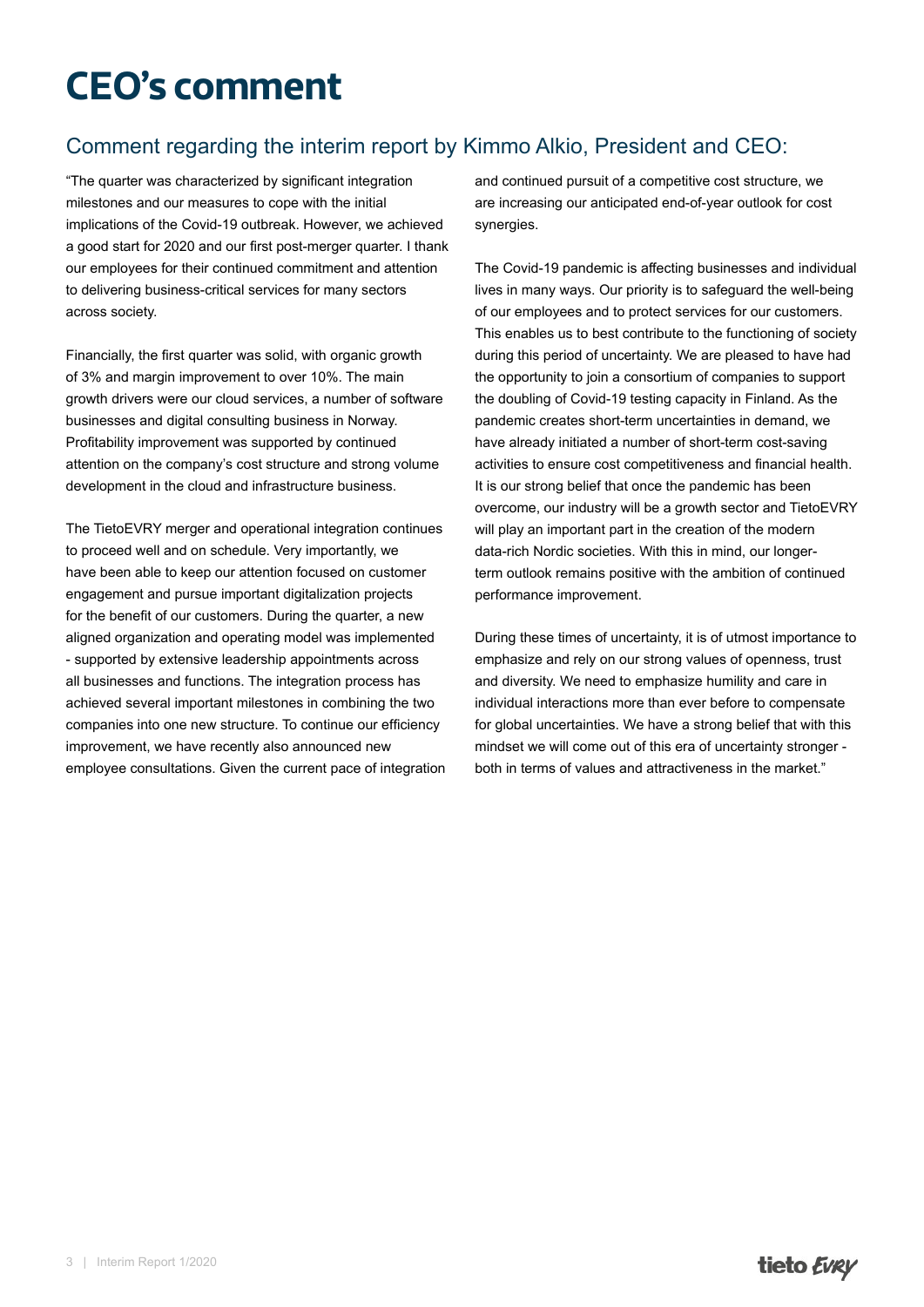# CEO's comment

## Comment regarding the interim report by Kimmo Alkio, President and CEO:

"The quarter was characterized by significant integration milestones and our measures to cope with the initial implications of the Covid-19 outbreak. However, we achieved a good start for 2020 and our first post-merger quarter. I thank our employees for their continued commitment and attention to delivering business-critical services for many sectors across society.

Financially, the first quarter was solid, with organic growth of 3% and margin improvement to over 10%. The main growth drivers were our cloud services, a number of software businesses and digital consulting business in Norway. Profitability improvement was supported by continued attention on the company's cost structure and strong volume development in the cloud and infrastructure business.

The TietoEVRY merger and operational integration continues to proceed well and on schedule. Very importantly, we have been able to keep our attention focused on customer engagement and pursue important digitalization projects for the benefit of our customers. During the quarter, a new aligned organization and operating model was implemented - supported by extensive leadership appointments across all businesses and functions. The integration process has achieved several important milestones in combining the two companies into one new structure. To continue our efficiency improvement, we have recently also announced new employee consultations. Given the current pace of integration and continued pursuit of a competitive cost structure, we are increasing our anticipated end-of-year outlook for cost synergies.

The Covid-19 pandemic is affecting businesses and individual lives in many ways. Our priority is to safeguard the well-being of our employees and to protect services for our customers. This enables us to best contribute to the functioning of society during this period of uncertainty. We are pleased to have had the opportunity to join a consortium of companies to support the doubling of Covid-19 testing capacity in Finland. As the pandemic creates short-term uncertainties in demand, we have already initiated a number of short-term cost-saving activities to ensure cost competitiveness and financial health. It is our strong belief that once the pandemic has been overcome, our industry will be a growth sector and TietoEVRY will play an important part in the creation of the modern data-rich Nordic societies. With this in mind, our longer-term outlook remains positive with the ambition of continued performance improvement.

During these times of uncertainty, it is of utmost importance to emphasize and rely on our strong values of openness, trust and diversity. We need to emphasize humility and care in individual interactions more than ever before to compensate for global uncertainties. We have a strong belief that with this mindset we will come out of this era of uncertainty stronger - both in terms of values and attractiveness in the market."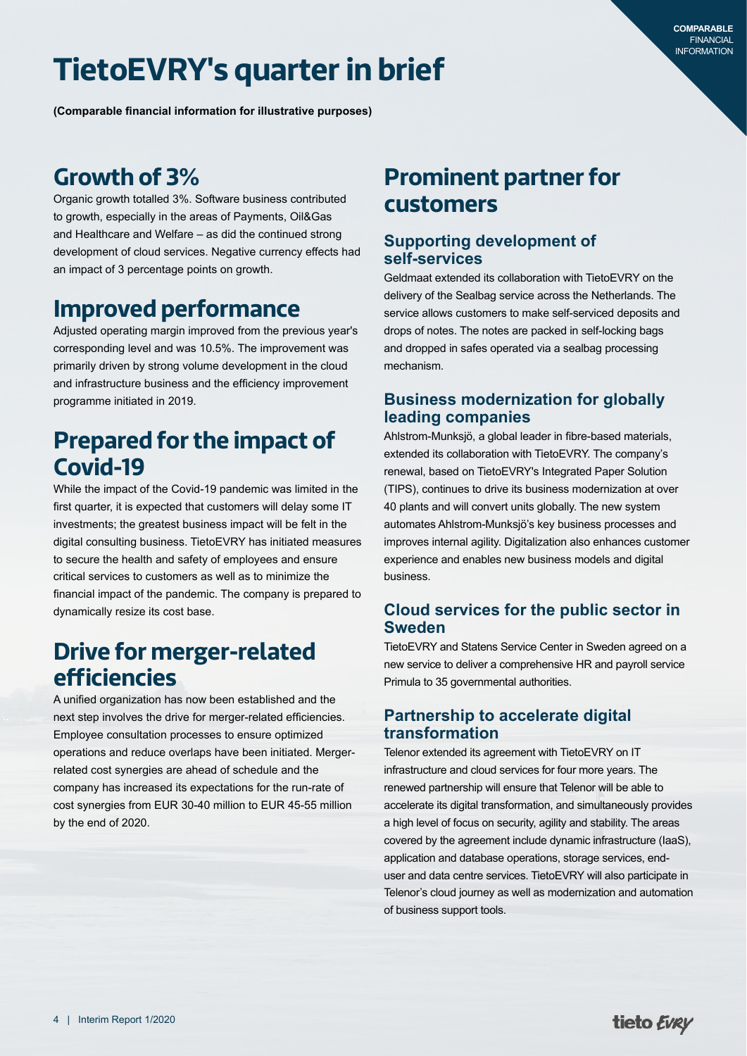COMPARABLE FINANCIAL INFORMATION

# TietoEVRY's quarter in brief

**(Comparable financial information for illustrative purposes)**

## Growth of 3%

Organic growth totalled 3%. Software business contributed to growth, especially in the areas of Payments, Oil&Gas and Healthcare and Welfare – as did the continued strong development of cloud services. Negative currency effects had an impact of 3 percentage points on growth.

## Improved performance

Adjusted operating margin improved from the previous year's corresponding level and was 10.5%. The improvement was primarily driven by strong volume development in the cloud and infrastructure business and the efficiency improvement programme initiated in 2019.

## Prepared for the impact of Covid-19

While the impact of the Covid-19 pandemic was limited in the first quarter, it is expected that customers will delay some IT investments; the greatest business impact will be felt in the digital consulting business. TietoEVRY has initiated measures to secure the health and safety of employees and ensure critical services to customers as well as to minimize the financial impact of the pandemic. The company is prepared to dynamically resize its cost base.

## Drive for merger-related efficiencies

A unified organization has now been established and the next step involves the drive for merger-related efficiencies. Employee consultation processes to ensure optimized operations and reduce overlaps have been initiated. Merger-related cost synergies are ahead of schedule and the company has increased its expectations for the run-rate of cost synergies from EUR 30-40 million to EUR 45-55 million by the end of 2020.

## Prominent partner for customers

### Supporting development of self-services

Geldmaat extended its collaboration with TietoEVRY on the delivery of the Sealbag service across the Netherlands. The service allows customers to make self-serviced deposits and drops of notes. The notes are packed in self-locking bags and dropped in safes operated via a sealbag processing mechanism.

### Business modernization for globally leading companies

Ahlstrom-Munksjö, a global leader in fibre-based materials, extended its collaboration with TietoEVRY. The company's renewal, based on TietoEVRY's Integrated Paper Solution (TIPS), continues to drive its business modernization at over 40 plants and will convert units globally. The new system automates Ahlstrom-Munksjö's key business processes and improves internal agility. Digitalization also enhances customer experience and enables new business models and digital business.

### Cloud services for the public sector in Sweden

TietoEVRY and Statens Service Center in Sweden agreed on a new service to deliver a comprehensive HR and payroll service Primula to 35 governmental authorities.

### Partnership to accelerate digital transformation

Telenor extended its agreement with TietoEVRY on IT infrastructure and cloud services for four more years. The renewed partnership will ensure that Telenor will be able to accelerate its digital transformation, and simultaneously provides a high level of focus on security, agility and stability. The areas covered by the agreement include dynamic infrastructure (IaaS), application and database operations, storage services, end-user and data centre services. TietoEVRY will also participate in Telenor's cloud journey as well as modernization and automation of business support tools.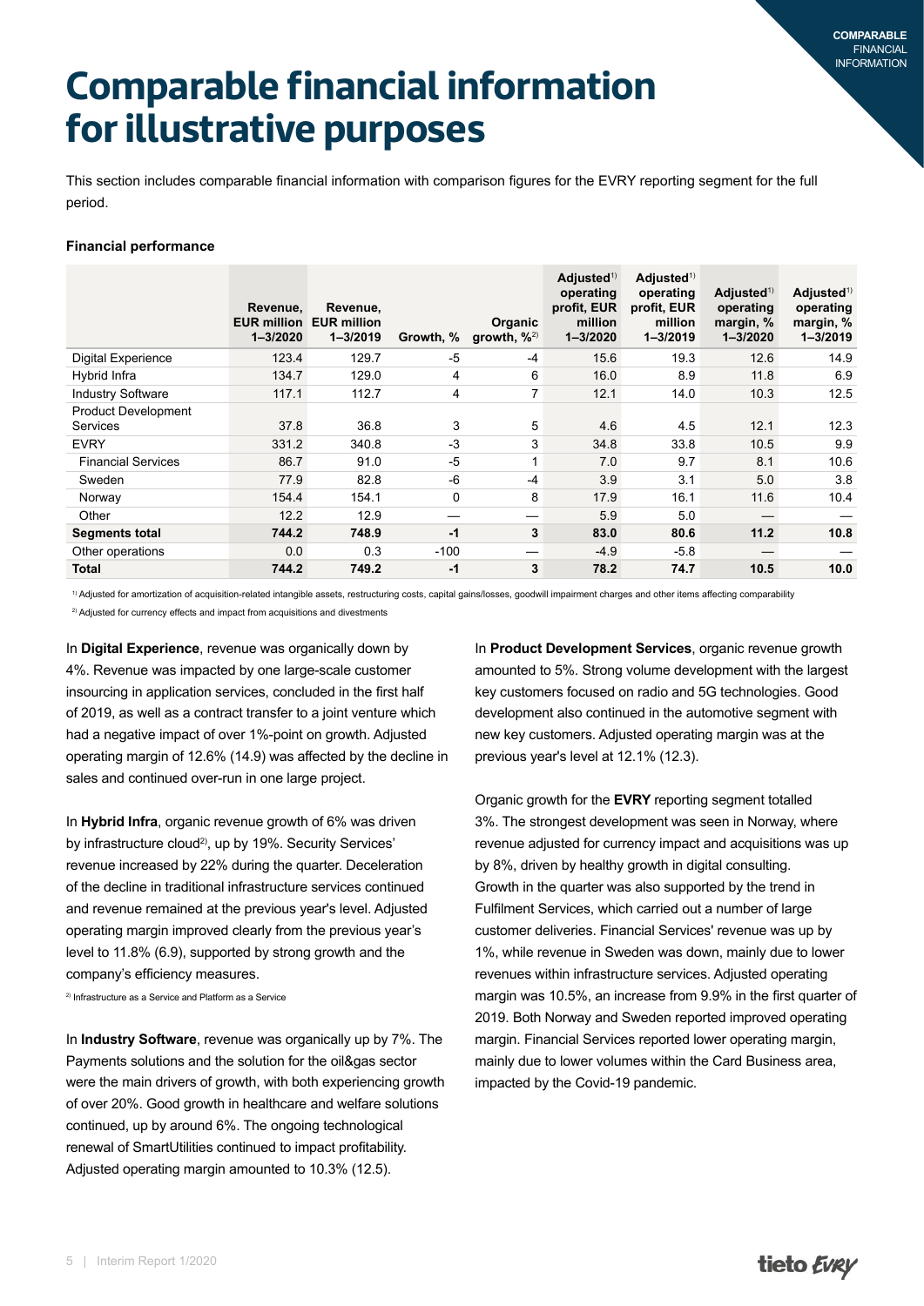# Comparable financial information for illustrative purposes

This section includes comparable financial information with comparison figures for the EVRY reporting segment for the full period.

**Financial performance**

| | Revenue, EUR million 1–3/2020 | Revenue, EUR million 1–3/2019 | Growth, % | Organic growth, %[2] | Adjusted[1] operating profit, EUR million 1–3/2020 | Adjusted[1] operating profit, EUR million 1–3/2019 | Adjusted[1] operating margin, % 1–3/2020 | Adjusted[1] operating margin, % 1–3/2019 |
|---|---|---|---|---|---|---|---|---|
| Digital Experience | 123.4 | 129.7 | -5 | -4 | 15.6 | 19.3 | 12.6 | 14.9 |
| Hybrid Infra | 134.7 | 129.0 | 4 | 6 | 16.0 | 8.9 | 11.8 | 6.9 |
| Industry Software | 117.1 | 112.7 | 4 | 7 | 12.1 | 14.0 | 10.3 | 12.5 |
| Product Development Services | 37.8 | 36.8 | 3 | 5 | 4.6 | 4.5 | 12.1 | 12.3 |
| EVRY | 331.2 | 340.8 | -3 | 3 | 34.8 | 33.8 | 10.5 | 9.9 |
| Financial Services | 86.7 | 91.0 | -5 | 1 | 7.0 | 9.7 | 8.1 | 10.6 |
| Sweden | 77.9 | 82.8 | -6 | -4 | 3.9 | 3.1 | 5.0 | 3.8 |
| Norway | 154.4 | 154.1 | 0 | 8 | 17.9 | 16.1 | 11.6 | 10.4 |
| Other | 12.2 | 12.9 | — | — | 5.9 | 5.0 | — | — |
| **Segments total** | **744.2** | **748.9** | **-1** | **3** | **83.0** | **80.6** | **11.2** | **10.8** |
| Other operations | 0.0 | 0.3 | -100 | — | -4.9 | -5.8 | — | — |
| **Total** | **744.2** | **749.2** | **-1** | **3** | **78.2** | **74.7** | **10.5** | **10.0** |

[1] Adjusted for amortization of acquisition-related intangible assets, restructuring costs, capital gains/losses, goodwill impairment charges and other items affecting comparability

[2] Adjusted for currency effects and impact from acquisitions and divestments

In **Digital Experience**, revenue was organically down by 4%. Revenue was impacted by one large-scale customer insourcing in application services, concluded in the first half of 2019, as well as a contract transfer to a joint venture which had a negative impact of over 1%-point on growth. Adjusted operating margin of 12.6% (14.9) was affected by the decline in sales and continued over-run in one large project.

In **Hybrid Infra**, organic revenue growth of 6% was driven by infrastructure cloud[2], up by 19%. Security Services' revenue increased by 22% during the quarter. Deceleration of the decline in traditional infrastructure services continued and revenue remained at the previous year's level. Adjusted operating margin improved clearly from the previous year's level to 11.8% (6.9), supported by strong growth and the company's efficiency measures.

[2] Infrastructure as a Service and Platform as a Service

In **Industry Software**, revenue was organically up by 7%. The Payments solutions and the solution for the oil&gas sector were the main drivers of growth, with both experiencing growth of over 20%. Good growth in healthcare and welfare solutions continued, up by around 6%. The ongoing technological renewal of SmartUtilities continued to impact profitability. Adjusted operating margin amounted to 10.3% (12.5).

In **Product Development Services**, organic revenue growth amounted to 5%. Strong volume development with the largest key customers focused on radio and 5G technologies. Good development also continued in the automotive segment with new key customers. Adjusted operating margin was at the previous year's level at 12.1% (12.3).

Organic growth for the **EVRY** reporting segment totalled 3%. The strongest development was seen in Norway, where revenue adjusted for currency impact and acquisitions was up by 8%, driven by healthy growth in digital consulting. Growth in the quarter was also supported by the trend in Fulfilment Services, which carried out a number of large customer deliveries. Financial Services' revenue was up by 1%, while revenue in Sweden was down, mainly due to lower revenues within infrastructure services. Adjusted operating margin was 10.5%, an increase from 9.9% in the first quarter of 2019. Both Norway and Sweden reported improved operating margin. Financial Services reported lower operating margin, mainly due to lower volumes within the Card Business area, impacted by the Covid-19 pandemic.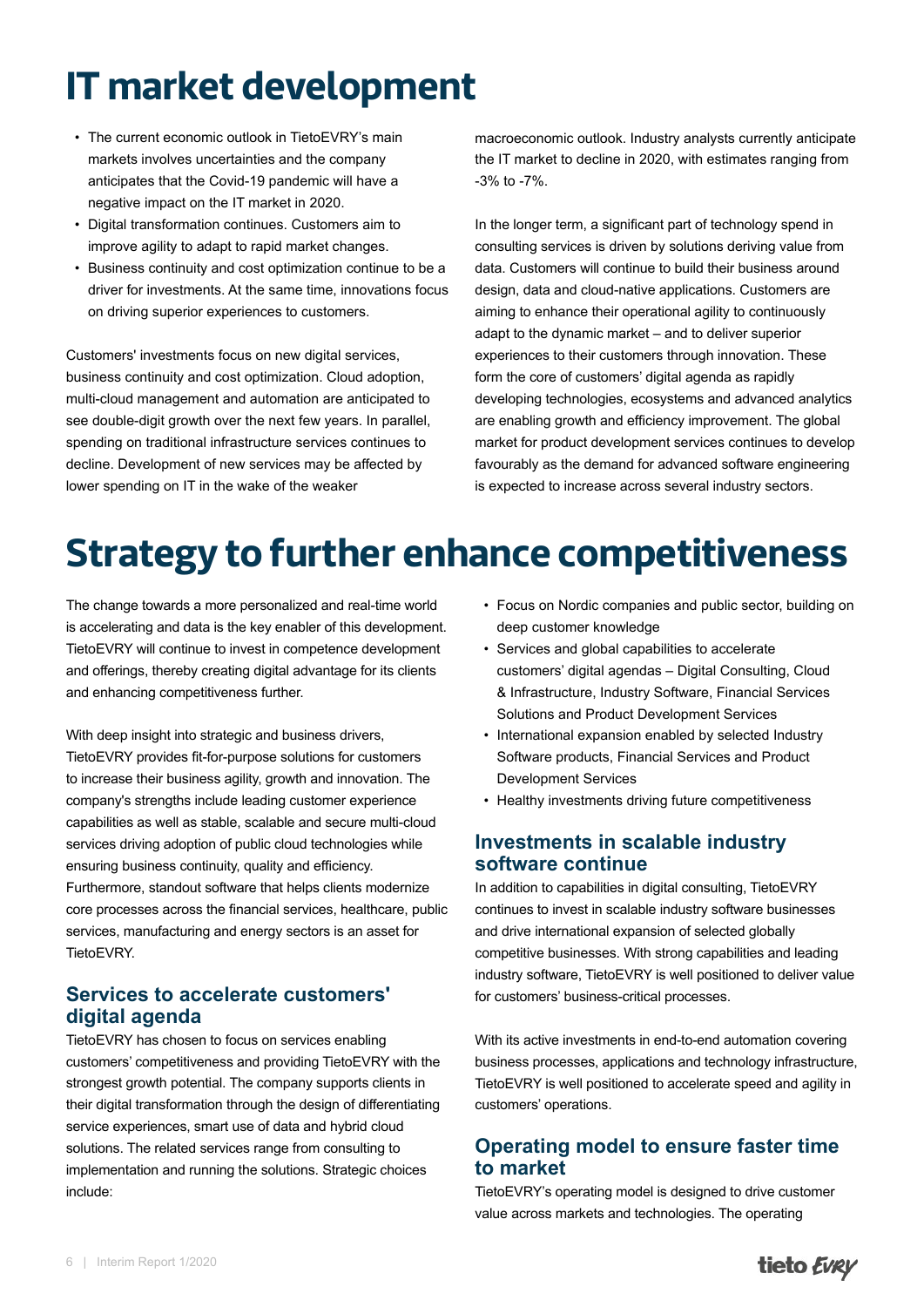# IT market development

- The current economic outlook in TietoEVRY's main markets involves uncertainties and the company anticipates that the Covid-19 pandemic will have a negative impact on the IT market in 2020.
- Digital transformation continues. Customers aim to improve agility to adapt to rapid market changes.
- Business continuity and cost optimization continue to be a driver for investments. At the same time, innovations focus on driving superior experiences to customers.

Customers' investments focus on new digital services, business continuity and cost optimization. Cloud adoption, multi-cloud management and automation are anticipated to see double-digit growth over the next few years. In parallel, spending on traditional infrastructure services continues to decline. Development of new services may be affected by lower spending on IT in the wake of the weaker macroeconomic outlook. Industry analysts currently anticipate the IT market to decline in 2020, with estimates ranging from -3% to -7%.

In the longer term, a significant part of technology spend in consulting services is driven by solutions deriving value from data. Customers will continue to build their business around design, data and cloud-native applications. Customers are aiming to enhance their operational agility to continuously adapt to the dynamic market – and to deliver superior experiences to their customers through innovation. These form the core of customers' digital agenda as rapidly developing technologies, ecosystems and advanced analytics are enabling growth and efficiency improvement. The global market for product development services continues to develop favourably as the demand for advanced software engineering is expected to increase across several industry sectors.

# Strategy to further enhance competitiveness

The change towards a more personalized and real-time world is accelerating and data is the key enabler of this development. TietoEVRY will continue to invest in competence development and offerings, thereby creating digital advantage for its clients and enhancing competitiveness further.

With deep insight into strategic and business drivers, TietoEVRY provides fit-for-purpose solutions for customers to increase their business agility, growth and innovation. The company's strengths include leading customer experience capabilities as well as stable, scalable and secure multi-cloud services driving adoption of public cloud technologies while ensuring business continuity, quality and efficiency. Furthermore, standout software that helps clients modernize core processes across the financial services, healthcare, public services, manufacturing and energy sectors is an asset for TietoEVRY.

## Services to accelerate customers' digital agenda

TietoEVRY has chosen to focus on services enabling customers' competitiveness and providing TietoEVRY with the strongest growth potential. The company supports clients in their digital transformation through the design of differentiating service experiences, smart use of data and hybrid cloud solutions. The related services range from consulting to implementation and running the solutions. Strategic choices include:

- Focus on Nordic companies and public sector, building on deep customer knowledge
- Services and global capabilities to accelerate customers' digital agendas – Digital Consulting, Cloud & Infrastructure, Industry Software, Financial Services Solutions and Product Development Services
- International expansion enabled by selected Industry Software products, Financial Services and Product Development Services
- Healthy investments driving future competitiveness

## Investments in scalable industry software continue

In addition to capabilities in digital consulting, TietoEVRY continues to invest in scalable industry software businesses and drive international expansion of selected globally competitive businesses. With strong capabilities and leading industry software, TietoEVRY is well positioned to deliver value for customers' business-critical processes.

With its active investments in end-to-end automation covering business processes, applications and technology infrastructure, TietoEVRY is well positioned to accelerate speed and agility in customers' operations.

## Operating model to ensure faster time to market

TietoEVRY's operating model is designed to drive customer value across markets and technologies. The operating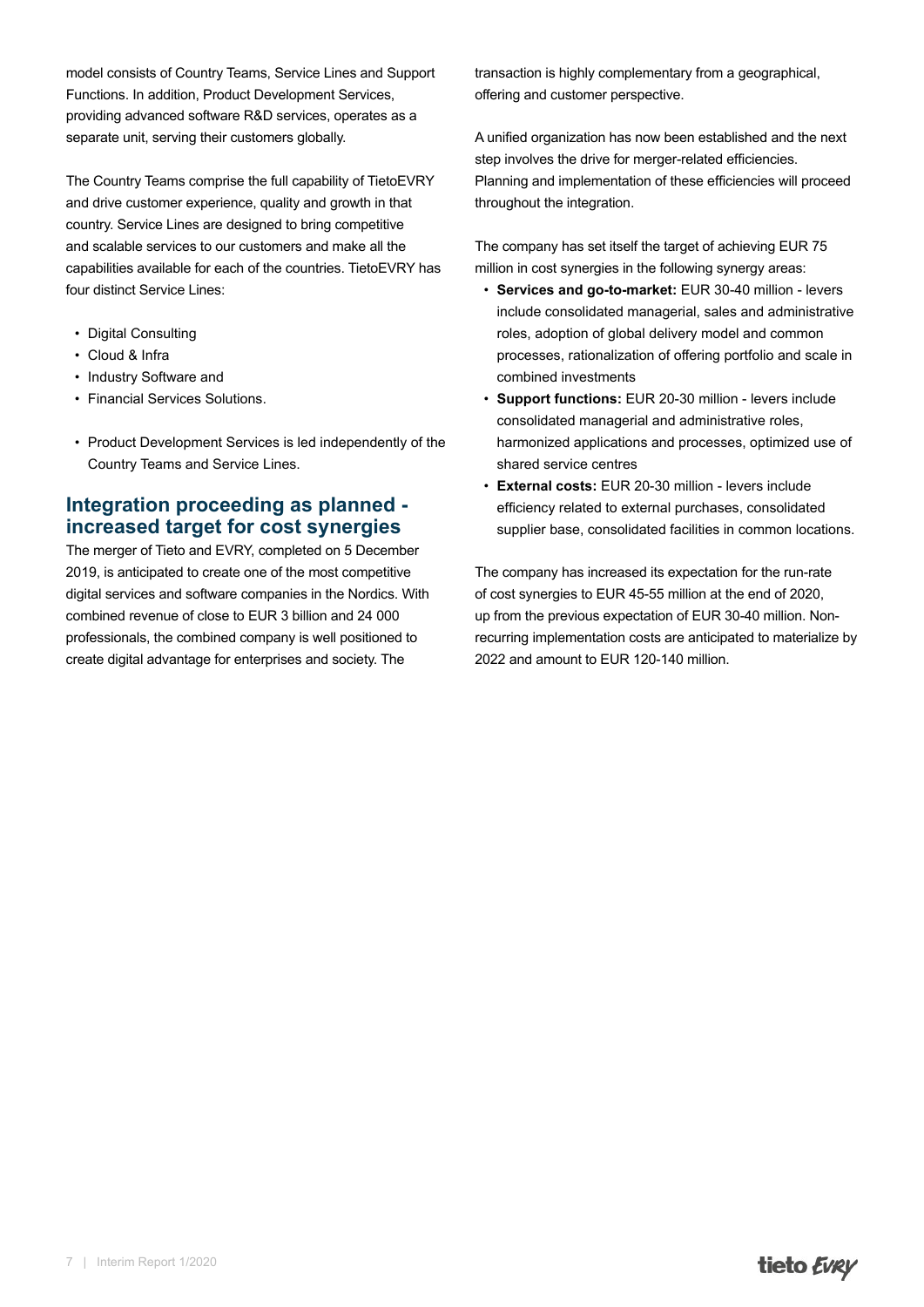model consists of Country Teams, Service Lines and Support Functions. In addition, Product Development Services, providing advanced software R&D services, operates as a separate unit, serving their customers globally.

The Country Teams comprise the full capability of TietoEVRY and drive customer experience, quality and growth in that country. Service Lines are designed to bring competitive and scalable services to our customers and make all the capabilities available for each of the countries. TietoEVRY has four distinct Service Lines:

- Digital Consulting
- Cloud & Infra
- Industry Software and
- Financial Services Solutions.

- Product Development Services is led independently of the Country Teams and Service Lines.

## Integration proceeding as planned - increased target for cost synergies

The merger of Tieto and EVRY, completed on 5 December 2019, is anticipated to create one of the most competitive digital services and software companies in the Nordics. With combined revenue of close to EUR 3 billion and 24 000 professionals, the combined company is well positioned to create digital advantage for enterprises and society. The transaction is highly complementary from a geographical, offering and customer perspective.

A unified organization has now been established and the next step involves the drive for merger-related efficiencies. Planning and implementation of these efficiencies will proceed throughout the integration.

The company has set itself the target of achieving EUR 75 million in cost synergies in the following synergy areas:

- **Services and go-to-market:** EUR 30-40 million - levers include consolidated managerial, sales and administrative roles, adoption of global delivery model and common processes, rationalization of offering portfolio and scale in combined investments
- **Support functions:** EUR 20-30 million - levers include consolidated managerial and administrative roles, harmonized applications and processes, optimized use of shared service centres
- **External costs:** EUR 20-30 million - levers include efficiency related to external purchases, consolidated supplier base, consolidated facilities in common locations.

The company has increased its expectation for the run-rate of cost synergies to EUR 45-55 million at the end of 2020, up from the previous expectation of EUR 30-40 million. Non-recurring implementation costs are anticipated to materialize by 2022 and amount to EUR 120-140 million.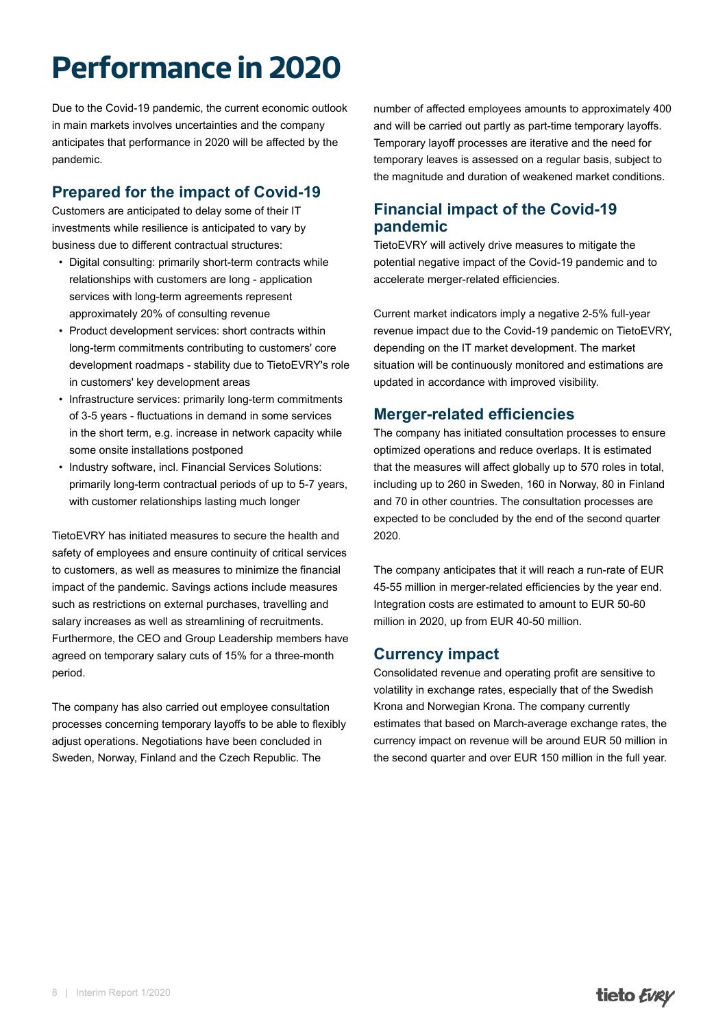# Performance in 2020

Due to the Covid-19 pandemic, the current economic outlook in main markets involves uncertainties and the company anticipates that performance in 2020 will be affected by the pandemic.

## Prepared for the impact of Covid-19

Customers are anticipated to delay some of their IT investments while resilience is anticipated to vary by business due to different contractual structures:

- Digital consulting: primarily short-term contracts while relationships with customers are long - application services with long-term agreements represent approximately 20% of consulting revenue
- Product development services: short contracts within long-term commitments contributing to customers' core development roadmaps - stability due to TietoEVRY's role in customers' key development areas
- Infrastructure services: primarily long-term commitments of 3-5 years - fluctuations in demand in some services in the short term, e.g. increase in network capacity while some onsite installations postponed
- Industry software, incl. Financial Services Solutions: primarily long-term contractual periods of up to 5-7 years, with customer relationships lasting much longer

TietoEVRY has initiated measures to secure the health and safety of employees and ensure continuity of critical services to customers, as well as measures to minimize the financial impact of the pandemic. Savings actions include measures such as restrictions on external purchases, travelling and salary increases as well as streamlining of recruitments. Furthermore, the CEO and Group Leadership members have agreed on temporary salary cuts of 15% for a three-month period.

The company has also carried out employee consultation processes concerning temporary layoffs to be able to flexibly adjust operations. Negotiations have been concluded in Sweden, Norway, Finland and the Czech Republic. The number of affected employees amounts to approximately 400 and will be carried out partly as part-time temporary layoffs. Temporary layoff processes are iterative and the need for temporary leaves is assessed on a regular basis, subject to the magnitude and duration of weakened market conditions.

## Financial impact of the Covid-19 pandemic

TietoEVRY will actively drive measures to mitigate the potential negative impact of the Covid-19 pandemic and to accelerate merger-related efficiencies.

Current market indicators imply a negative 2-5% full-year revenue impact due to the Covid-19 pandemic on TietoEVRY, depending on the IT market development. The market situation will be continuously monitored and estimations are updated in accordance with improved visibility.

## Merger-related efficiencies

The company has initiated consultation processes to ensure optimized operations and reduce overlaps. It is estimated that the measures will affect globally up to 570 roles in total, including up to 260 in Sweden, 160 in Norway, 80 in Finland and 70 in other countries. The consultation processes are expected to be concluded by the end of the second quarter 2020.

The company anticipates that it will reach a run-rate of EUR 45-55 million in merger-related efficiencies by the year end. Integration costs are estimated to amount to EUR 50-60 million in 2020, up from EUR 40-50 million.

## Currency impact

Consolidated revenue and operating profit are sensitive to volatility in exchange rates, especially that of the Swedish Krona and Norwegian Krona. The company currently estimates that based on March-average exchange rates, the currency impact on revenue will be around EUR 50 million in the second quarter and over EUR 150 million in the full year.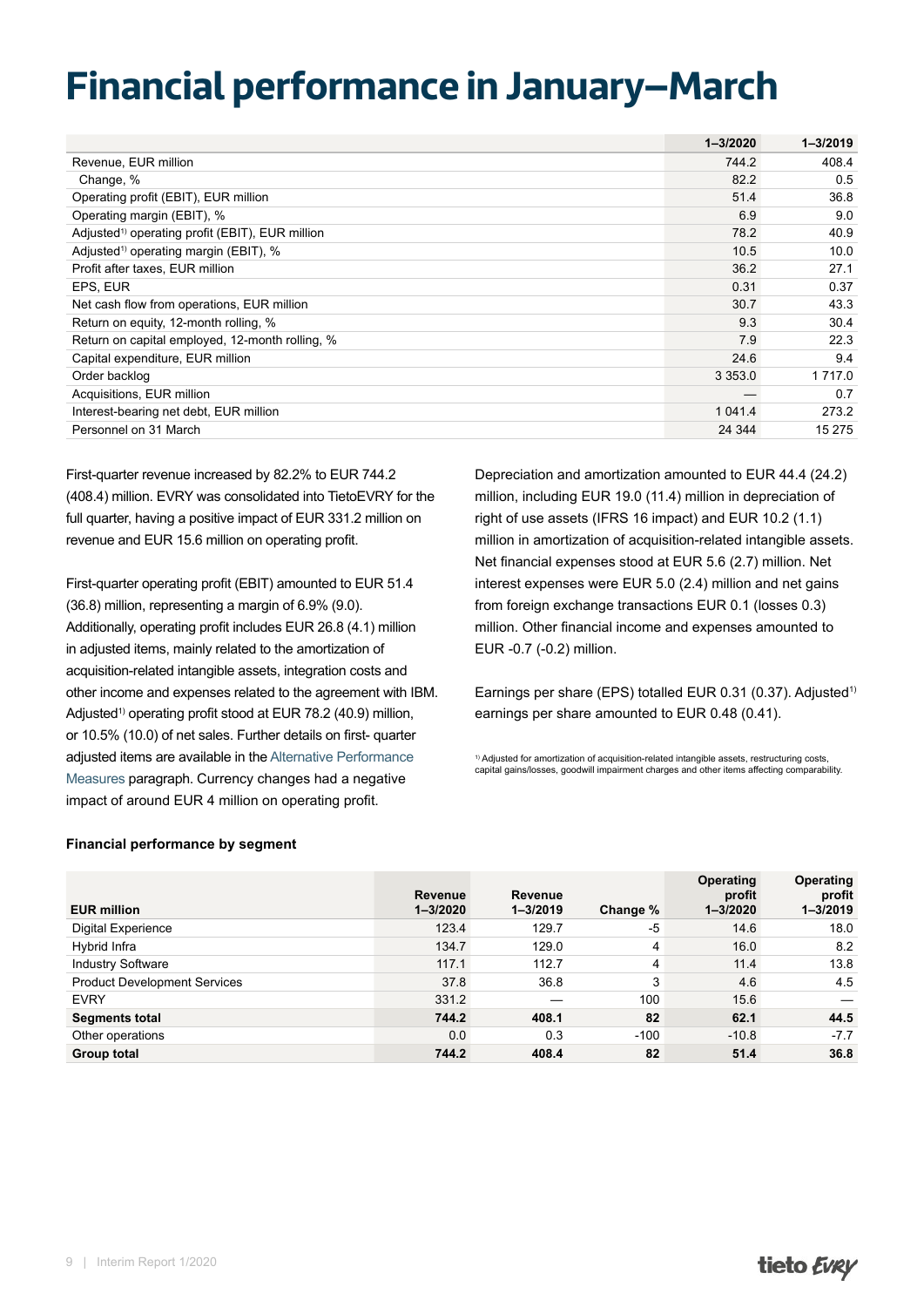# Financial performance in January–March

| | 1–3/2020 | 1–3/2019 |
|---|---|---|
| Revenue, EUR million | 744.2 | 408.4 |
| Change, % | 82.2 | 0.5 |
| Operating profit (EBIT), EUR million | 51.4 | 36.8 |
| Operating margin (EBIT), % | 6.9 | 9.0 |
| Adjusted[1)] operating profit (EBIT), EUR million | 78.2 | 40.9 |
| Adjusted[1)] operating margin (EBIT), % | 10.5 | 10.0 |
| Profit after taxes, EUR million | 36.2 | 27.1 |
| EPS, EUR | 0.31 | 0.37 |
| Net cash flow from operations, EUR million | 30.7 | 43.3 |
| Return on equity, 12-month rolling, % | 9.3 | 30.4 |
| Return on capital employed, 12-month rolling, % | 7.9 | 22.3 |
| Capital expenditure, EUR million | 24.6 | 9.4 |
| Order backlog | 3 353.0 | 1 717.0 |
| Acquisitions, EUR million | — | 0.7 |
| Interest-bearing net debt, EUR million | 1 041.4 | 273.2 |
| Personnel on 31 March | 24 344 | 15 275 |

First-quarter revenue increased by 82.2% to EUR 744.2 (408.4) million. EVRY was consolidated into TietoEVRY for the full quarter, having a positive impact of EUR 331.2 million on revenue and EUR 15.6 million on operating profit.

First-quarter operating profit (EBIT) amounted to EUR 51.4 (36.8) million, representing a margin of 6.9% (9.0). Additionally, operating profit includes EUR 26.8 (4.1) million in adjusted items, mainly related to the amortization of acquisition-related intangible assets, integration costs and other income and expenses related to the agreement with IBM. Adjusted[1)] operating profit stood at EUR 78.2 (40.9) million, or 10.5% (10.0) of net sales. Further details on first- quarter adjusted items are available in the Alternative Performance Measures paragraph. Currency changes had a negative impact of around EUR 4 million on operating profit.

Depreciation and amortization amounted to EUR 44.4 (24.2) million, including EUR 19.0 (11.4) million in depreciation of right of use assets (IFRS 16 impact) and EUR 10.2 (1.1) million in amortization of acquisition-related intangible assets. Net financial expenses stood at EUR 5.6 (2.7) million. Net interest expenses were EUR 5.0 (2.4) million and net gains from foreign exchange transactions EUR 0.1 (losses 0.3) million. Other financial income and expenses amounted to EUR -0.7 (-0.2) million.

Earnings per share (EPS) totalled EUR 0.31 (0.37). Adjusted[1)] earnings per share amounted to EUR 0.48 (0.41).

[1)] Adjusted for amortization of acquisition-related intangible assets, restructuring costs, capital gains/losses, goodwill impairment charges and other items affecting comparability.

**Financial performance by segment**

| EUR million | Revenue 1–3/2020 | Revenue 1–3/2019 | Change % | Operating profit 1–3/2020 | Operating profit 1–3/2019 |
|---|---|---|---|---|---|
| Digital Experience | 123.4 | 129.7 | -5 | 14.6 | 18.0 |
| Hybrid Infra | 134.7 | 129.0 | 4 | 16.0 | 8.2 |
| Industry Software | 117.1 | 112.7 | 4 | 11.4 | 13.8 |
| Product Development Services | 37.8 | 36.8 | 3 | 4.6 | 4.5 |
| EVRY | 331.2 | — | 100 | 15.6 | — |
| **Segments total** | **744.2** | **408.1** | **82** | **62.1** | **44.5** |
| Other operations | 0.0 | 0.3 | -100 | -10.8 | -7.7 |
| **Group total** | **744.2** | **408.4** | **82** | **51.4** | **36.8** |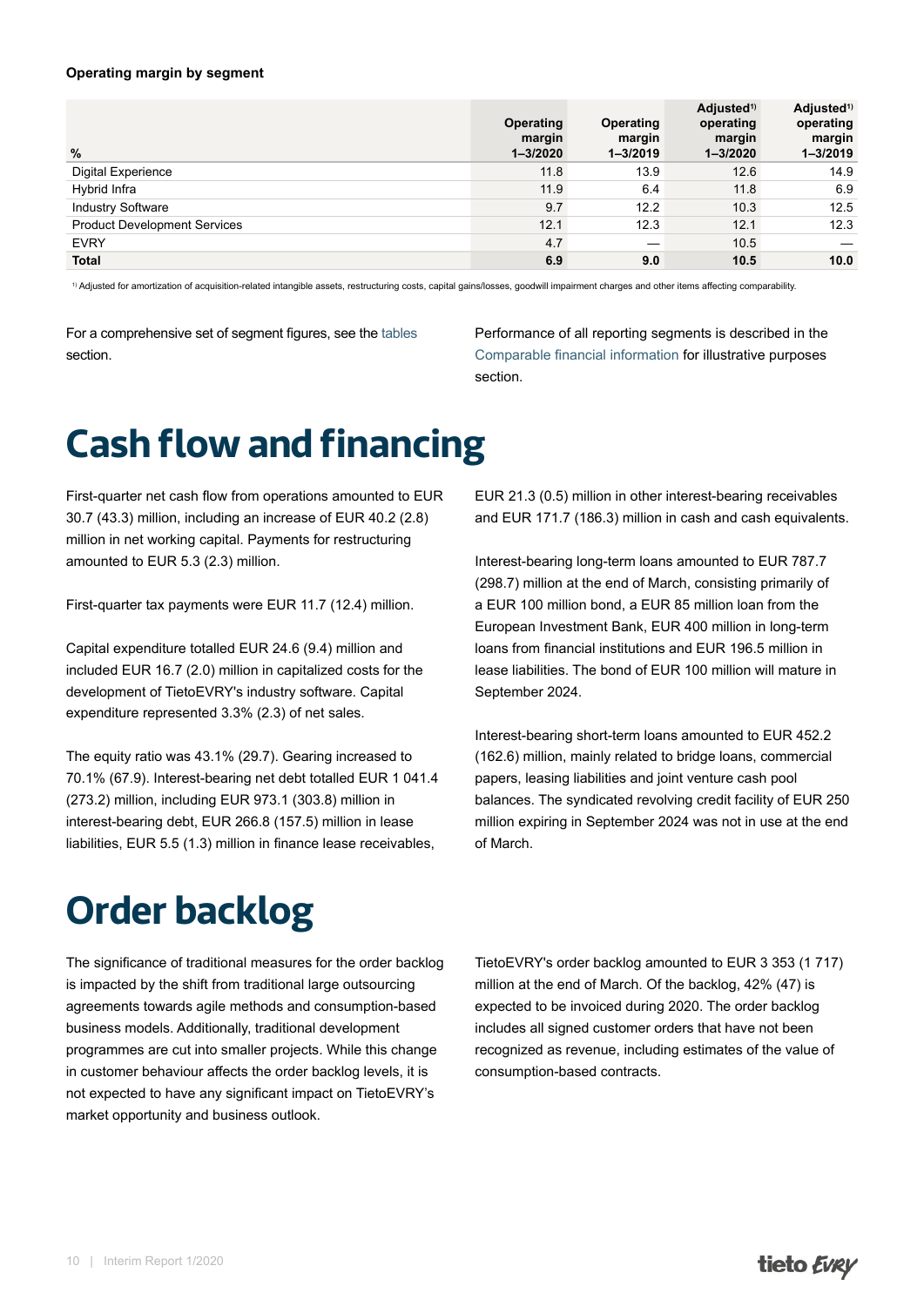**Operating margin by segment**

| % | Operating margin 1–3/2020 | Operating margin 1–3/2019 | Adjusted[1] operating margin 1–3/2020 | Adjusted[1] operating margin 1–3/2019 |
|---|---|---|---|---|
| Digital Experience | 11.8 | 13.9 | 12.6 | 14.9 |
| Hybrid Infra | 11.9 | 6.4 | 11.8 | 6.9 |
| Industry Software | 9.7 | 12.2 | 10.3 | 12.5 |
| Product Development Services | 12.1 | 12.3 | 12.1 | 12.3 |
| EVRY | 4.7 | — | 10.5 | — |
| **Total** | **6.9** | **9.0** | **10.5** | **10.0** |

[1] Adjusted for amortization of acquisition-related intangible assets, restructuring costs, capital gains/losses, goodwill impairment charges and other items affecting comparability.

For a comprehensive set of segment figures, see the tables section.

Performance of all reporting segments is described in the Comparable financial information for illustrative purposes section.

# Cash flow and financing

First-quarter net cash flow from operations amounted to EUR 30.7 (43.3) million, including an increase of EUR 40.2 (2.8) million in net working capital. Payments for restructuring amounted to EUR 5.3 (2.3) million.

First-quarter tax payments were EUR 11.7 (12.4) million.

Capital expenditure totalled EUR 24.6 (9.4) million and included EUR 16.7 (2.0) million in capitalized costs for the development of TietoEVRY's industry software. Capital expenditure represented 3.3% (2.3) of net sales.

The equity ratio was 43.1% (29.7). Gearing increased to 70.1% (67.9). Interest-bearing net debt totalled EUR 1 041.4 (273.2) million, including EUR 973.1 (303.8) million in interest-bearing debt, EUR 266.8 (157.5) million in lease liabilities, EUR 5.5 (1.3) million in finance lease receivables, EUR 21.3 (0.5) million in other interest-bearing receivables and EUR 171.7 (186.3) million in cash and cash equivalents.

Interest-bearing long-term loans amounted to EUR 787.7 (298.7) million at the end of March, consisting primarily of a EUR 100 million bond, a EUR 85 million loan from the European Investment Bank, EUR 400 million in long-term loans from financial institutions and EUR 196.5 million in lease liabilities. The bond of EUR 100 million will mature in September 2024.

Interest-bearing short-term loans amounted to EUR 452.2 (162.6) million, mainly related to bridge loans, commercial papers, leasing liabilities and joint venture cash pool balances. The syndicated revolving credit facility of EUR 250 million expiring in September 2024 was not in use at the end of March.

# Order backlog

The significance of traditional measures for the order backlog is impacted by the shift from traditional large outsourcing agreements towards agile methods and consumption-based business models. Additionally, traditional development programmes are cut into smaller projects. While this change in customer behaviour affects the order backlog levels, it is not expected to have any significant impact on TietoEVRY's market opportunity and business outlook.

TietoEVRY's order backlog amounted to EUR 3 353 (1 717) million at the end of March. Of the backlog, 42% (47) is expected to be invoiced during 2020. The order backlog includes all signed customer orders that have not been recognized as revenue, including estimates of the value of consumption-based contracts.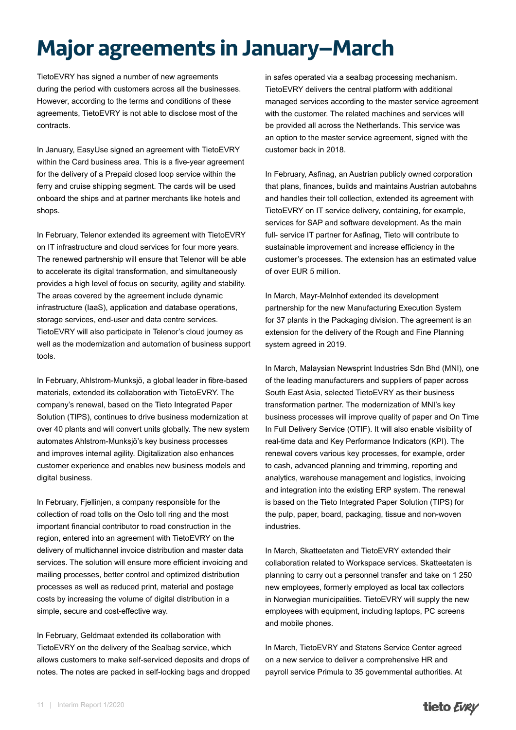# Major agreements in January–March

TietoEVRY has signed a number of new agreements during the period with customers across all the businesses. However, according to the terms and conditions of these agreements, TietoEVRY is not able to disclose most of the contracts.

In January, EasyUse signed an agreement with TietoEVRY within the Card business area. This is a five-year agreement for the delivery of a Prepaid closed loop service within the ferry and cruise shipping segment. The cards will be used onboard the ships and at partner merchants like hotels and shops.

In February, Telenor extended its agreement with TietoEVRY on IT infrastructure and cloud services for four more years. The renewed partnership will ensure that Telenor will be able to accelerate its digital transformation, and simultaneously provides a high level of focus on security, agility and stability. The areas covered by the agreement include dynamic infrastructure (IaaS), application and database operations, storage services, end-user and data centre services. TietoEVRY will also participate in Telenor's cloud journey as well as the modernization and automation of business support tools.

In February, Ahlstrom-Munksjö, a global leader in fibre-based materials, extended its collaboration with TietoEVRY. The company's renewal, based on the Tieto Integrated Paper Solution (TIPS), continues to drive business modernization at over 40 plants and will convert units globally. The new system automates Ahlstrom-Munksjö's key business processes and improves internal agility. Digitalization also enhances customer experience and enables new business models and digital business.

In February, Fjellinjen, a company responsible for the collection of road tolls on the Oslo toll ring and the most important financial contributor to road construction in the region, entered into an agreement with TietoEVRY on the delivery of multichannel invoice distribution and master data services. The solution will ensure more efficient invoicing and mailing processes, better control and optimized distribution processes as well as reduced print, material and postage costs by increasing the volume of digital distribution in a simple, secure and cost-effective way.

In February, Geldmaat extended its collaboration with TietoEVRY on the delivery of the Sealbag service, which allows customers to make self-serviced deposits and drops of notes. The notes are packed in self-locking bags and dropped in safes operated via a sealbag processing mechanism. TietoEVRY delivers the central platform with additional managed services according to the master service agreement with the customer. The related machines and services will be provided all across the Netherlands. This service was an option to the master service agreement, signed with the customer back in 2018.

In February, Asfinag, an Austrian publicly owned corporation that plans, finances, builds and maintains Austrian autobahns and handles their toll collection, extended its agreement with TietoEVRY on IT service delivery, containing, for example, services for SAP and software development. As the main full- service IT partner for Asfinag, Tieto will contribute to sustainable improvement and increase efficiency in the customer's processes. The extension has an estimated value of over EUR 5 million.

In March, Mayr-Melnhof extended its development partnership for the new Manufacturing Execution System for 37 plants in the Packaging division. The agreement is an extension for the delivery of the Rough and Fine Planning system agreed in 2019.

In March, Malaysian Newsprint Industries Sdn Bhd (MNI), one of the leading manufacturers and suppliers of paper across South East Asia, selected TietoEVRY as their business transformation partner. The modernization of MNI's key business processes will improve quality of paper and On Time In Full Delivery Service (OTIF). It will also enable visibility of real-time data and Key Performance Indicators (KPI). The renewal covers various key processes, for example, order to cash, advanced planning and trimming, reporting and analytics, warehouse management and logistics, invoicing and integration into the existing ERP system. The renewal is based on the Tieto Integrated Paper Solution (TIPS) for the pulp, paper, board, packaging, tissue and non-woven industries.

In March, Skatteetaten and TietoEVRY extended their collaboration related to Workspace services. Skatteetaten is planning to carry out a personnel transfer and take on 1 250 new employees, formerly employed as local tax collectors in Norwegian municipalities. TietoEVRY will supply the new employees with equipment, including laptops, PC screens and mobile phones.

In March, TietoEVRY and Statens Service Center agreed on a new service to deliver a comprehensive HR and payroll service Primula to 35 governmental authorities. At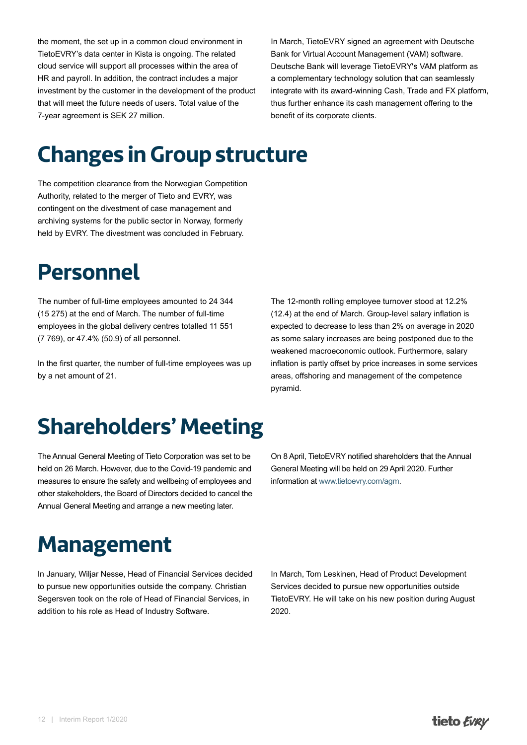the moment, the set up in a common cloud environment in TietoEVRY's data center in Kista is ongoing. The related cloud service will support all processes within the area of HR and payroll. In addition, the contract includes a major investment by the customer in the development of the product that will meet the future needs of users. Total value of the 7-year agreement is SEK 27 million.

In March, TietoEVRY signed an agreement with Deutsche Bank for Virtual Account Management (VAM) software. Deutsche Bank will leverage TietoEVRY's VAM platform as a complementary technology solution that can seamlessly integrate with its award-winning Cash, Trade and FX platform, thus further enhance its cash management offering to the benefit of its corporate clients.

# Changes in Group structure

The competition clearance from the Norwegian Competition Authority, related to the merger of Tieto and EVRY, was contingent on the divestment of case management and archiving systems for the public sector in Norway, formerly held by EVRY. The divestment was concluded in February.

# Personnel

The number of full-time employees amounted to 24 344 (15 275) at the end of March. The number of full-time employees in the global delivery centres totalled 11 551 (7 769), or 47.4% (50.9) of all personnel.

In the first quarter, the number of full-time employees was up by a net amount of 21.

The 12-month rolling employee turnover stood at 12.2% (12.4) at the end of March. Group-level salary inflation is expected to decrease to less than 2% on average in 2020 as some salary increases are being postponed due to the weakened macroeconomic outlook. Furthermore, salary inflation is partly offset by price increases in some services areas, offshoring and management of the competence pyramid.

# Shareholders' Meeting

The Annual General Meeting of Tieto Corporation was set to be held on 26 March. However, due to the Covid-19 pandemic and measures to ensure the safety and wellbeing of employees and other stakeholders, the Board of Directors decided to cancel the Annual General Meeting and arrange a new meeting later.

On 8 April, TietoEVRY notified shareholders that the Annual General Meeting will be held on 29 April 2020. Further information at www.tietoevry.com/agm.

# Management

In January, Wiljar Nesse, Head of Financial Services decided to pursue new opportunities outside the company. Christian Segersven took on the role of Head of Financial Services, in addition to his role as Head of Industry Software.

In March, Tom Leskinen, Head of Product Development Services decided to pursue new opportunities outside TietoEVRY. He will take on his new position during August 2020.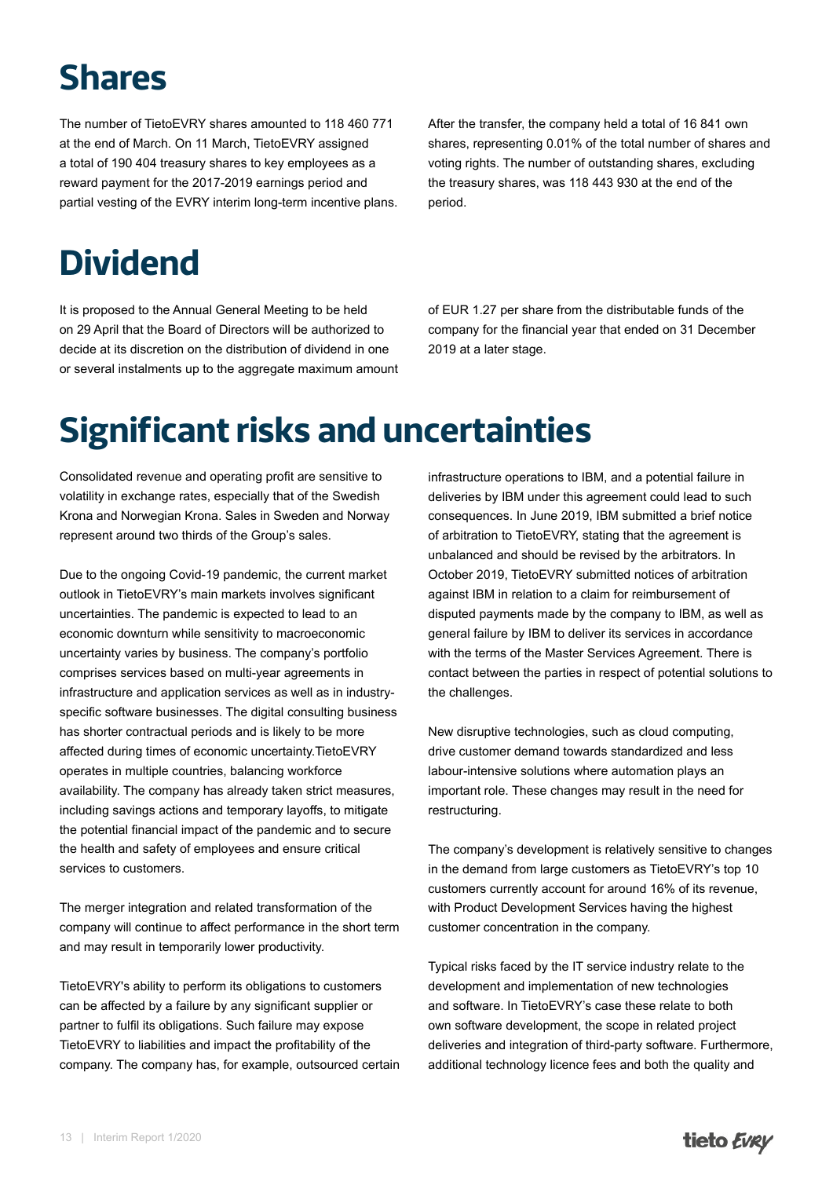# Shares

The number of TietoEVRY shares amounted to 118 460 771 at the end of March. On 11 March, TietoEVRY assigned a total of 190 404 treasury shares to key employees as a reward payment for the 2017-2019 earnings period and partial vesting of the EVRY interim long-term incentive plans. After the transfer, the company held a total of 16 841 own shares, representing 0.01% of the total number of shares and voting rights. The number of outstanding shares, excluding the treasury shares, was 118 443 930 at the end of the period.

# Dividend

It is proposed to the Annual General Meeting to be held on 29 April that the Board of Directors will be authorized to decide at its discretion on the distribution of dividend in one or several instalments up to the aggregate maximum amount of EUR 1.27 per share from the distributable funds of the company for the financial year that ended on 31 December 2019 at a later stage.

# Significant risks and uncertainties

Consolidated revenue and operating profit are sensitive to volatility in exchange rates, especially that of the Swedish Krona and Norwegian Krona. Sales in Sweden and Norway represent around two thirds of the Group's sales.

Due to the ongoing Covid-19 pandemic, the current market outlook in TietoEVRY's main markets involves significant uncertainties. The pandemic is expected to lead to an economic downturn while sensitivity to macroeconomic uncertainty varies by business. The company's portfolio comprises services based on multi-year agreements in infrastructure and application services as well as in industry-specific software businesses. The digital consulting business has shorter contractual periods and is likely to be more affected during times of economic uncertainty.TietoEVRY operates in multiple countries, balancing workforce availability. The company has already taken strict measures, including savings actions and temporary layoffs, to mitigate the potential financial impact of the pandemic and to secure the health and safety of employees and ensure critical services to customers.

The merger integration and related transformation of the company will continue to affect performance in the short term and may result in temporarily lower productivity.

TietoEVRY's ability to perform its obligations to customers can be affected by a failure by any significant supplier or partner to fulfil its obligations. Such failure may expose TietoEVRY to liabilities and impact the profitability of the company. The company has, for example, outsourced certain infrastructure operations to IBM, and a potential failure in deliveries by IBM under this agreement could lead to such consequences. In June 2019, IBM submitted a brief notice of arbitration to TietoEVRY, stating that the agreement is unbalanced and should be revised by the arbitrators. In October 2019, TietoEVRY submitted notices of arbitration against IBM in relation to a claim for reimbursement of disputed payments made by the company to IBM, as well as general failure by IBM to deliver its services in accordance with the terms of the Master Services Agreement. There is contact between the parties in respect of potential solutions to the challenges.

New disruptive technologies, such as cloud computing, drive customer demand towards standardized and less labour-intensive solutions where automation plays an important role. These changes may result in the need for restructuring.

The company's development is relatively sensitive to changes in the demand from large customers as TietoEVRY's top 10 customers currently account for around 16% of its revenue, with Product Development Services having the highest customer concentration in the company.

Typical risks faced by the IT service industry relate to the development and implementation of new technologies and software. In TietoEVRY's case these relate to both own software development, the scope in related project deliveries and integration of third-party software. Furthermore, additional technology licence fees and both the quality and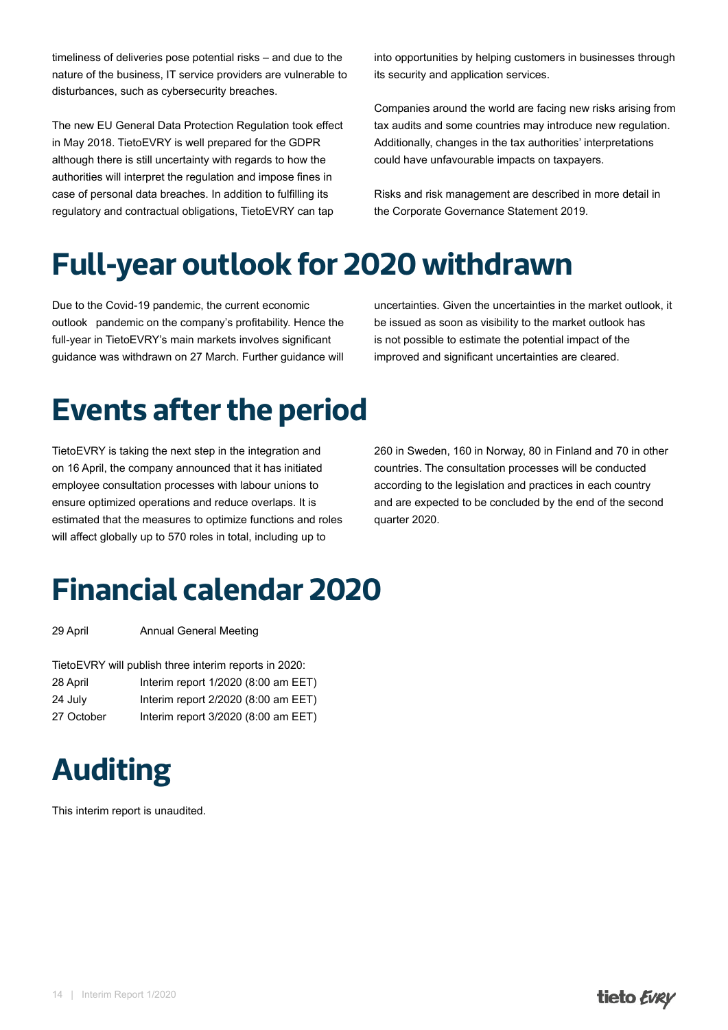timeliness of deliveries pose potential risks – and due to the nature of the business, IT service providers are vulnerable to disturbances, such as cybersecurity breaches.

The new EU General Data Protection Regulation took effect in May 2018. TietoEVRY is well prepared for the GDPR although there is still uncertainty with regards to how the authorities will interpret the regulation and impose fines in case of personal data breaches. In addition to fulfilling its regulatory and contractual obligations, TietoEVRY can tap into opportunities by helping customers in businesses through its security and application services.

Companies around the world are facing new risks arising from tax audits and some countries may introduce new regulation. Additionally, changes in the tax authorities' interpretations could have unfavourable impacts on taxpayers.

Risks and risk management are described in more detail in the Corporate Governance Statement 2019.

# Full-year outlook for 2020 withdrawn

Due to the Covid-19 pandemic, the current economic outlook pandemic on the company's profitability. Hence the full-year in TietoEVRY's main markets involves significant guidance was withdrawn on 27 March. Further guidance will uncertainties. Given the uncertainties in the market outlook, it be issued as soon as visibility to the market outlook has is not possible to estimate the potential impact of the improved and significant uncertainties are cleared.

# Events after the period

TietoEVRY is taking the next step in the integration and on 16 April, the company announced that it has initiated employee consultation processes with labour unions to ensure optimized operations and reduce overlaps. It is estimated that the measures to optimize functions and roles will affect globally up to 570 roles in total, including up to 260 in Sweden, 160 in Norway, 80 in Finland and 70 in other countries. The consultation processes will be conducted according to the legislation and practices in each country and are expected to be concluded by the end of the second quarter 2020.

# Financial calendar 2020

| | |
|---|---|
| 29 April | Annual General Meeting |

TietoEVRY will publish three interim reports in 2020:

| | |
|---|---|
| 28 April | Interim report 1/2020 (8:00 am EET) |
| 24 July | Interim report 2/2020 (8:00 am EET) |
| 27 October | Interim report 3/2020 (8:00 am EET) |

# Auditing

This interim report is unaudited.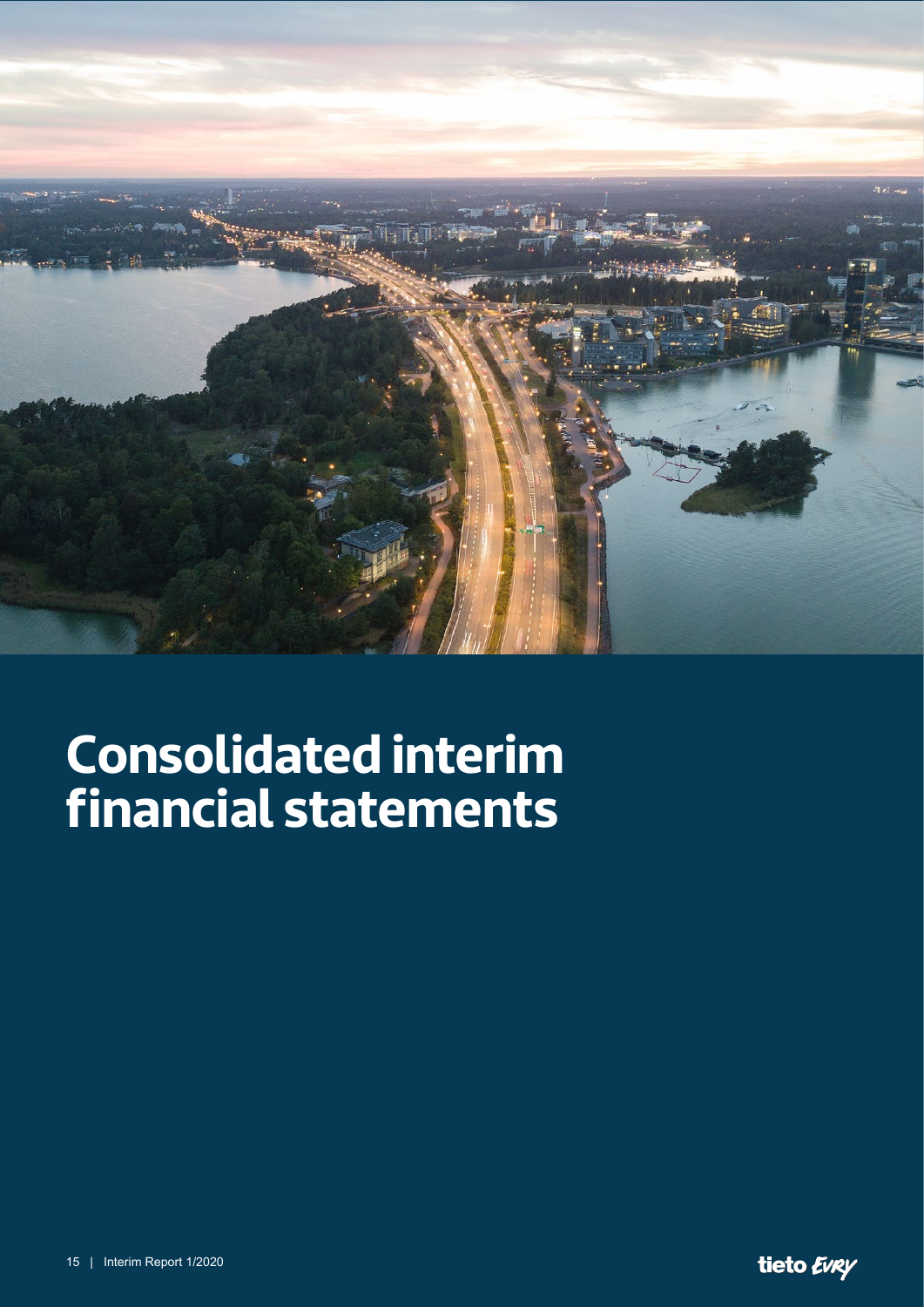# Consolidated interim financial statements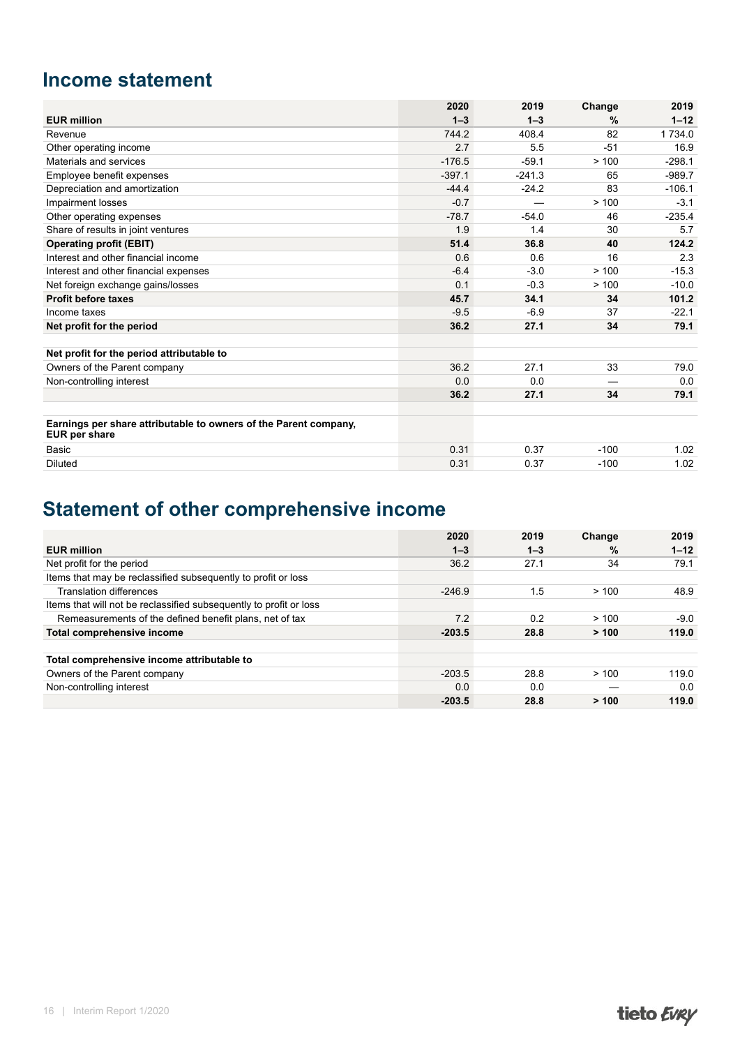## Income statement

| EUR million | 2020<br>1–3 | 2019<br>1–3 | Change<br>% | 2019<br>1–12 |
|---|---|---|---|---|
| Revenue | 744.2 | 408.4 | 82 | 1 734.0 |
| Other operating income | 2.7 | 5.5 | -51 | 16.9 |
| Materials and services | -176.5 | -59.1 | > 100 | -298.1 |
| Employee benefit expenses | -397.1 | -241.3 | 65 | -989.7 |
| Depreciation and amortization | -44.4 | -24.2 | 83 | -106.1 |
| Impairment losses | -0.7 | — | > 100 | -3.1 |
| Other operating expenses | -78.7 | -54.0 | 46 | -235.4 |
| Share of results in joint ventures | 1.9 | 1.4 | 30 | 5.7 |
| **Operating profit (EBIT)** | **51.4** | **36.8** | **40** | **124.2** |
| Interest and other financial income | 0.6 | 0.6 | 16 | 2.3 |
| Interest and other financial expenses | -6.4 | -3.0 | > 100 | -15.3 |
| Net foreign exchange gains/losses | 0.1 | -0.3 | > 100 | -10.0 |
| **Profit before taxes** | **45.7** | **34.1** | **34** | **101.2** |
| Income taxes | -9.5 | -6.9 | 37 | -22.1 |
| **Net profit for the period** | **36.2** | **27.1** | **34** | **79.1** |
| | | | | |
| **Net profit for the period attributable to** | | | | |
| Owners of the Parent company | 36.2 | 27.1 | 33 | 79.0 |
| Non-controlling interest | 0.0 | 0.0 | — | 0.0 |
| | **36.2** | **27.1** | **34** | **79.1** |
| | | | | |
| **Earnings per share attributable to owners of the Parent company, EUR per share** | | | | |
| Basic | 0.31 | 0.37 | -100 | 1.02 |
| Diluted | 0.31 | 0.37 | -100 | 1.02 |

## Statement of other comprehensive income

| EUR million | 2020<br>1–3 | 2019<br>1–3 | Change<br>% | 2019<br>1–12 |
|---|---|---|---|---|
| Net profit for the period | 36.2 | 27.1 | 34 | 79.1 |
| Items that may be reclassified subsequently to profit or loss | | | | |
| Translation differences | -246.9 | 1.5 | > 100 | 48.9 |
| Items that will not be reclassified subsequently to profit or loss | | | | |
| Remeasurements of the defined benefit plans, net of tax | 7.2 | 0.2 | > 100 | -9.0 |
| **Total comprehensive income** | **-203.5** | **28.8** | **> 100** | **119.0** |
| | | | | |
| **Total comprehensive income attributable to** | | | | |
| Owners of the Parent company | -203.5 | 28.8 | > 100 | 119.0 |
| Non-controlling interest | 0.0 | 0.0 | — | 0.0 |
| | **-203.5** | **28.8** | **> 100** | **119.0** |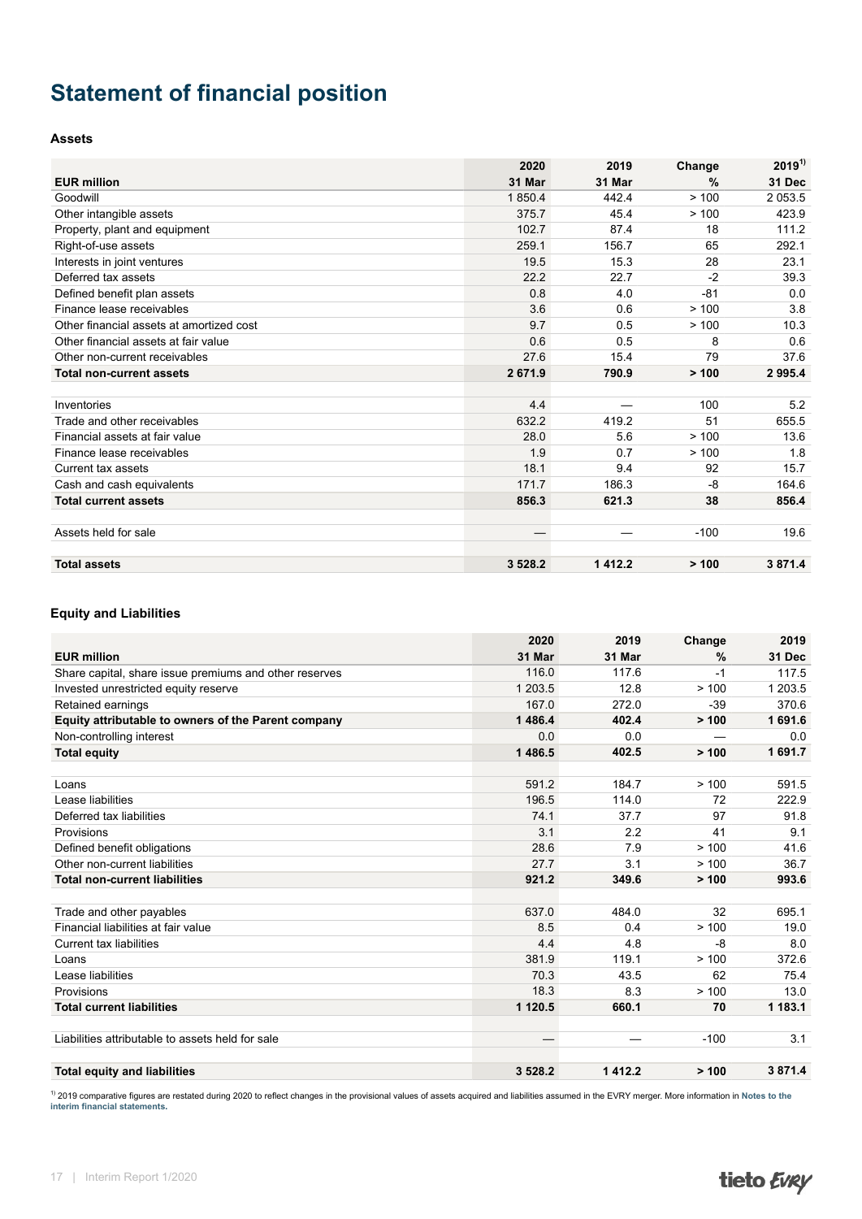# Statement of financial position

### Assets

| EUR million | 2020 31 Mar | 2019 31 Mar | Change % | 2019[1] 31 Dec |
|---|---|---|---|---|
| Goodwill | 1 850.4 | 442.4 | > 100 | 2 053.5 |
| Other intangible assets | 375.7 | 45.4 | > 100 | 423.9 |
| Property, plant and equipment | 102.7 | 87.4 | 18 | 111.2 |
| Right-of-use assets | 259.1 | 156.7 | 65 | 292.1 |
| Interests in joint ventures | 19.5 | 15.3 | 28 | 23.1 |
| Deferred tax assets | 22.2 | 22.7 | -2 | 39.3 |
| Defined benefit plan assets | 0.8 | 4.0 | -81 | 0.0 |
| Finance lease receivables | 3.6 | 0.6 | > 100 | 3.8 |
| Other financial assets at amortized cost | 9.7 | 0.5 | > 100 | 10.3 |
| Other financial assets at fair value | 0.6 | 0.5 | 8 | 0.6 |
| Other non-current receivables | 27.6 | 15.4 | 79 | 37.6 |
| **Total non-current assets** | **2 671.9** | **790.9** | **> 100** | **2 995.4** |
| | | | | |
| Inventories | 4.4 | — | 100 | 5.2 |
| Trade and other receivables | 632.2 | 419.2 | 51 | 655.5 |
| Financial assets at fair value | 28.0 | 5.6 | > 100 | 13.6 |
| Finance lease receivables | 1.9 | 0.7 | > 100 | 1.8 |
| Current tax assets | 18.1 | 9.4 | 92 | 15.7 |
| Cash and cash equivalents | 171.7 | 186.3 | -8 | 164.6 |
| **Total current assets** | **856.3** | **621.3** | **38** | **856.4** |
| | | | | |
| Assets held for sale | — | — | -100 | 19.6 |
| | | | | |
| **Total assets** | **3 528.2** | **1 412.2** | **> 100** | **3 871.4** |

### Equity and Liabilities

| EUR million | 2020 31 Mar | 2019 31 Mar | Change % | 2019 31 Dec |
|---|---|---|---|---|
| Share capital, share issue premiums and other reserves | 116.0 | 117.6 | -1 | 117.5 |
| Invested unrestricted equity reserve | 1 203.5 | 12.8 | > 100 | 1 203.5 |
| Retained earnings | 167.0 | 272.0 | -39 | 370.6 |
| **Equity attributable to owners of the Parent company** | **1 486.4** | **402.4** | **> 100** | **1 691.6** |
| Non-controlling interest | 0.0 | 0.0 | — | 0.0 |
| **Total equity** | **1 486.5** | **402.5** | **> 100** | **1 691.7** |
| | | | | |
| Loans | 591.2 | 184.7 | > 100 | 591.5 |
| Lease liabilities | 196.5 | 114.0 | 72 | 222.9 |
| Deferred tax liabilities | 74.1 | 37.7 | 97 | 91.8 |
| Provisions | 3.1 | 2.2 | 41 | 9.1 |
| Defined benefit obligations | 28.6 | 7.9 | > 100 | 41.6 |
| Other non-current liabilities | 27.7 | 3.1 | > 100 | 36.7 |
| **Total non-current liabilities** | **921.2** | **349.6** | **> 100** | **993.6** |
| | | | | |
| Trade and other payables | 637.0 | 484.0 | 32 | 695.1 |
| Financial liabilities at fair value | 8.5 | 0.4 | > 100 | 19.0 |
| Current tax liabilities | 4.4 | 4.8 | -8 | 8.0 |
| Loans | 381.9 | 119.1 | > 100 | 372.6 |
| Lease liabilities | 70.3 | 43.5 | 62 | 75.4 |
| Provisions | 18.3 | 8.3 | > 100 | 13.0 |
| **Total current liabilities** | **1 120.5** | **660.1** | **70** | **1 183.1** |
| | | | | |
| Liabilities attributable to assets held for sale | — | — | -100 | 3.1 |
| | | | | |
| **Total equity and liabilities** | **3 528.2** | **1 412.2** | **> 100** | **3 871.4** |

[1] 2019 comparative figures are restated during 2020 to reflect changes in the provisional values of assets acquired and liabilities assumed in the EVRY merger. More information in **Notes to the interim financial statements.**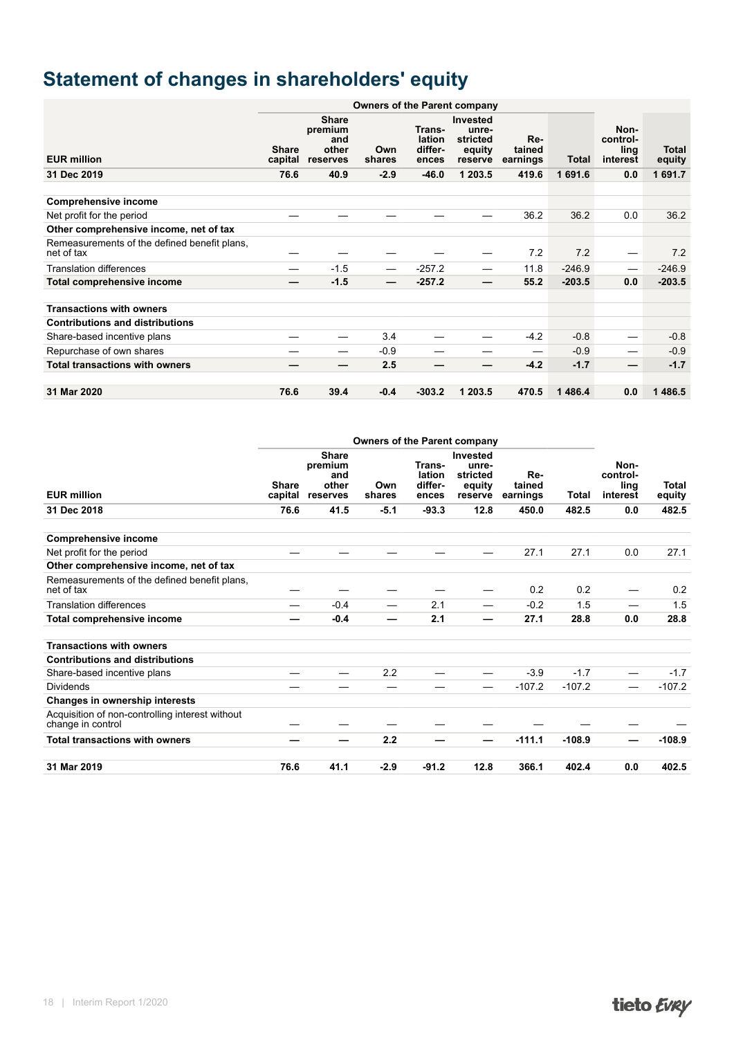# Statement of changes in shareholders' equity

| EUR million | Owners of the Parent company | | | | | | | | |
|---|---|---|---|---|---|---|---|---|---|
| | Share capital | Share premium and other reserves | Own shares | Translation differences | Invested unrestricted equity reserve | Retained earnings | Total | Non-controlling interest | Total equity |
| **31 Dec 2019** | **76.6** | **40.9** | **-2.9** | **-46.0** | **1 203.5** | **419.6** | **1 691.6** | **0.0** | **1 691.7** |
| | | | | | | | | | |
| **Comprehensive income** | | | | | | | | | |
| Net profit for the period | — | — | — | — | — | 36.2 | 36.2 | 0.0 | 36.2 |
| **Other comprehensive income, net of tax** | | | | | | | | | |
| Remeasurements of the defined benefit plans, net of tax | — | — | — | — | — | 7.2 | 7.2 | — | 7.2 |
| Translation differences | — | -1.5 | — | -257.2 | — | 11.8 | -246.9 | — | -246.9 |
| **Total comprehensive income** | **—** | **-1.5** | **—** | **-257.2** | **—** | **55.2** | **-203.5** | **0.0** | **-203.5** |
| | | | | | | | | | |
| **Transactions with owners** | | | | | | | | | |
| **Contributions and distributions** | | | | | | | | | |
| Share-based incentive plans | — | — | 3.4 | — | — | -4.2 | -0.8 | — | -0.8 |
| Repurchase of own shares | — | — | -0.9 | — | — | — | -0.9 | — | -0.9 |
| **Total transactions with owners** | **—** | **—** | **2.5** | **—** | **—** | **-4.2** | **-1.7** | **—** | **-1.7** |
| | | | | | | | | | |
| **31 Mar 2020** | **76.6** | **39.4** | **-0.4** | **-303.2** | **1 203.5** | **470.5** | **1 486.4** | **0.0** | **1 486.5** |

| EUR million | Owners of the Parent company | | | | | | | | |
|---|---|---|---|---|---|---|---|---|---|
| | Share capital | Share premium and other reserves | Own shares | Translation differences | Invested unrestricted equity reserve | Retained earnings | Total | Non-controlling interest | Total equity |
| **31 Dec 2018** | **76.6** | **41.5** | **-5.1** | **-93.3** | **12.8** | **450.0** | **482.5** | **0.0** | **482.5** |
| | | | | | | | | | |
| **Comprehensive income** | | | | | | | | | |
| Net profit for the period | — | — | — | — | — | 27.1 | 27.1 | 0.0 | 27.1 |
| **Other comprehensive income, net of tax** | | | | | | | | | |
| Remeasurements of the defined benefit plans, net of tax | — | — | — | — | — | 0.2 | 0.2 | — | 0.2 |
| Translation differences | — | -0.4 | — | 2.1 | — | -0.2 | 1.5 | — | 1.5 |
| **Total comprehensive income** | **—** | **-0.4** | **—** | **2.1** | **—** | **27.1** | **28.8** | **0.0** | **28.8** |
| | | | | | | | | | |
| **Transactions with owners** | | | | | | | | | |
| **Contributions and distributions** | | | | | | | | | |
| Share-based incentive plans | — | — | 2.2 | — | — | -3.9 | -1.7 | — | -1.7 |
| Dividends | — | — | — | — | — | -107.2 | -107.2 | — | -107.2 |
| **Changes in ownership interests** | | | | | | | | | |
| Acquisition of non-controlling interest without change in control | — | — | — | — | — | — | — | — | — |
| **Total transactions with owners** | **—** | **—** | **2.2** | **—** | **—** | **-111.1** | **-108.9** | **—** | **-108.9** |
| | | | | | | | | | |
| **31 Mar 2019** | **76.6** | **41.1** | **-2.9** | **-91.2** | **12.8** | **366.1** | **402.4** | **0.0** | **402.5** |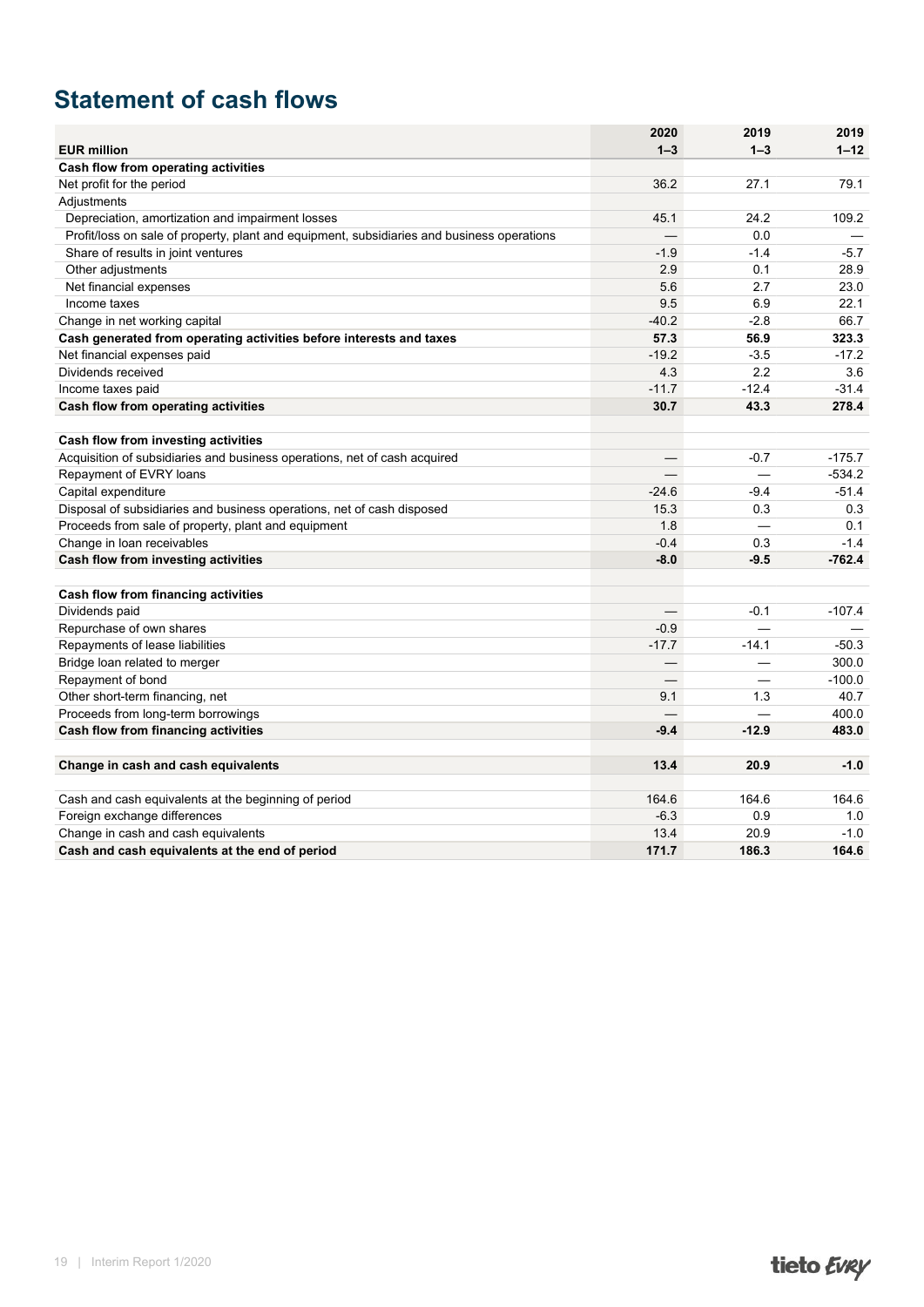# Statement of cash flows

| EUR million | 2020<br>1–3 | 2019<br>1–3 | 2019<br>1–12 |
|---|---|---|---|
| **Cash flow from operating activities** | | | |
| Net profit for the period | 36.2 | 27.1 | 79.1 |
| Adjustments | | | |
| Depreciation, amortization and impairment losses | 45.1 | 24.2 | 109.2 |
| Profit/loss on sale of property, plant and equipment, subsidiaries and business operations | — | 0.0 | — |
| Share of results in joint ventures | -1.9 | -1.4 | -5.7 |
| Other adjustments | 2.9 | 0.1 | 28.9 |
| Net financial expenses | 5.6 | 2.7 | 23.0 |
| Income taxes | 9.5 | 6.9 | 22.1 |
| Change in net working capital | -40.2 | -2.8 | 66.7 |
| **Cash generated from operating activities before interests and taxes** | **57.3** | **56.9** | **323.3** |
| Net financial expenses paid | -19.2 | -3.5 | -17.2 |
| Dividends received | 4.3 | 2.2 | 3.6 |
| Income taxes paid | -11.7 | -12.4 | -31.4 |
| **Cash flow from operating activities** | **30.7** | **43.3** | **278.4** |
| | | | |
| **Cash flow from investing activities** | | | |
| Acquisition of subsidiaries and business operations, net of cash acquired | — | -0.7 | -175.7 |
| Repayment of EVRY loans | — | — | -534.2 |
| Capital expenditure | -24.6 | -9.4 | -51.4 |
| Disposal of subsidiaries and business operations, net of cash disposed | 15.3 | 0.3 | 0.3 |
| Proceeds from sale of property, plant and equipment | 1.8 | — | 0.1 |
| Change in loan receivables | -0.4 | 0.3 | -1.4 |
| **Cash flow from investing activities** | **-8.0** | **-9.5** | **-762.4** |
| | | | |
| **Cash flow from financing activities** | | | |
| Dividends paid | — | -0.1 | -107.4 |
| Repurchase of own shares | -0.9 | — | — |
| Repayments of lease liabilities | -17.7 | -14.1 | -50.3 |
| Bridge loan related to merger | — | — | 300.0 |
| Repayment of bond | — | — | -100.0 |
| Other short-term financing, net | 9.1 | 1.3 | 40.7 |
| Proceeds from long-term borrowings | — | — | 400.0 |
| **Cash flow from financing activities** | **-9.4** | **-12.9** | **483.0** |
| | | | |
| **Change in cash and cash equivalents** | **13.4** | **20.9** | **-1.0** |
| | | | |
| Cash and cash equivalents at the beginning of period | 164.6 | 164.6 | 164.6 |
| Foreign exchange differences | -6.3 | 0.9 | 1.0 |
| Change in cash and cash equivalents | 13.4 | 20.9 | -1.0 |
| **Cash and cash equivalents at the end of period** | **171.7** | **186.3** | **164.6** |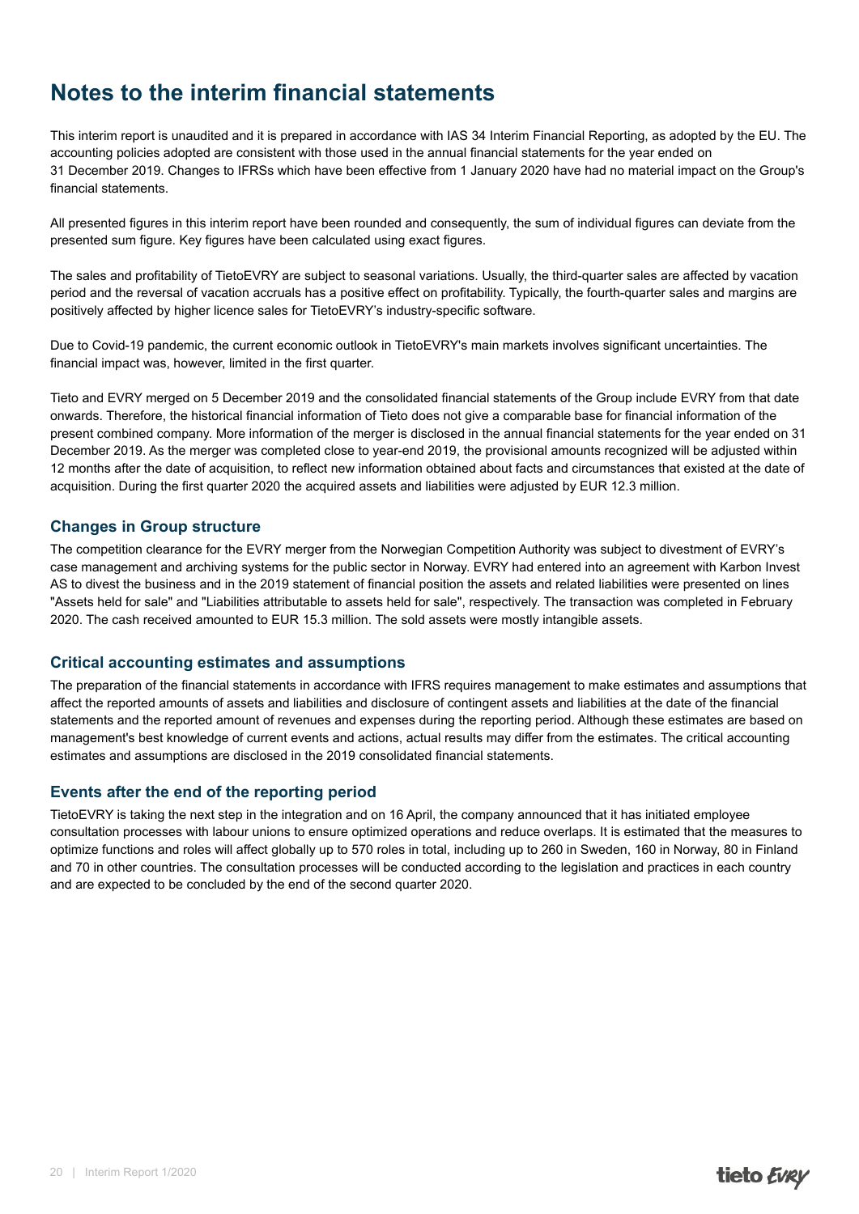# Notes to the interim financial statements

This interim report is unaudited and it is prepared in accordance with IAS 34 Interim Financial Reporting, as adopted by the EU. The accounting policies adopted are consistent with those used in the annual financial statements for the year ended on 31 December 2019. Changes to IFRSs which have been effective from 1 January 2020 have had no material impact on the Group's financial statements.

All presented figures in this interim report have been rounded and consequently, the sum of individual figures can deviate from the presented sum figure. Key figures have been calculated using exact figures.

The sales and profitability of TietoEVRY are subject to seasonal variations. Usually, the third-quarter sales are affected by vacation period and the reversal of vacation accruals has a positive effect on profitability. Typically, the fourth-quarter sales and margins are positively affected by higher licence sales for TietoEVRY's industry-specific software.

Due to Covid-19 pandemic, the current economic outlook in TietoEVRY's main markets involves significant uncertainties. The financial impact was, however, limited in the first quarter.

Tieto and EVRY merged on 5 December 2019 and the consolidated financial statements of the Group include EVRY from that date onwards. Therefore, the historical financial information of Tieto does not give a comparable base for financial information of the present combined company. More information of the merger is disclosed in the annual financial statements for the year ended on 31 December 2019. As the merger was completed close to year-end 2019, the provisional amounts recognized will be adjusted within 12 months after the date of acquisition, to reflect new information obtained about facts and circumstances that existed at the date of acquisition. During the first quarter 2020 the acquired assets and liabilities were adjusted by EUR 12.3 million.

## Changes in Group structure

The competition clearance for the EVRY merger from the Norwegian Competition Authority was subject to divestment of EVRY's case management and archiving systems for the public sector in Norway. EVRY had entered into an agreement with Karbon Invest AS to divest the business and in the 2019 statement of financial position the assets and related liabilities were presented on lines "Assets held for sale" and "Liabilities attributable to assets held for sale", respectively. The transaction was completed in February 2020. The cash received amounted to EUR 15.3 million. The sold assets were mostly intangible assets.

## Critical accounting estimates and assumptions

The preparation of the financial statements in accordance with IFRS requires management to make estimates and assumptions that affect the reported amounts of assets and liabilities and disclosure of contingent assets and liabilities at the date of the financial statements and the reported amount of revenues and expenses during the reporting period. Although these estimates are based on management's best knowledge of current events and actions, actual results may differ from the estimates. The critical accounting estimates and assumptions are disclosed in the 2019 consolidated financial statements.

## Events after the end of the reporting period

TietoEVRY is taking the next step in the integration and on 16 April, the company announced that it has initiated employee consultation processes with labour unions to ensure optimized operations and reduce overlaps. It is estimated that the measures to optimize functions and roles will affect globally up to 570 roles in total, including up to 260 in Sweden, 160 in Norway, 80 in Finland and 70 in other countries. The consultation processes will be conducted according to the legislation and practices in each country and are expected to be concluded by the end of the second quarter 2020.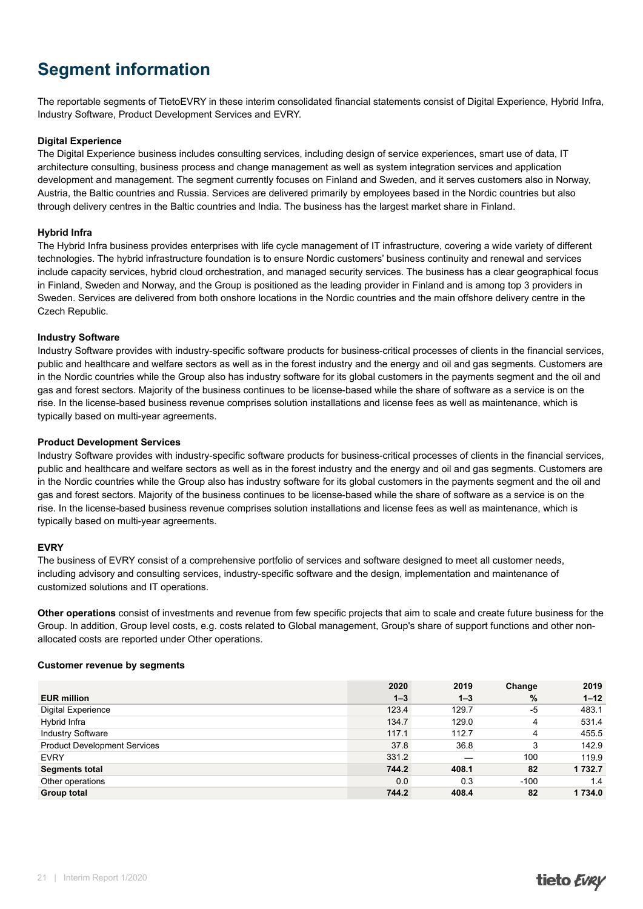# Segment information

The reportable segments of TietoEVRY in these interim consolidated financial statements consist of Digital Experience, Hybrid Infra, Industry Software, Product Development Services and EVRY.

**Digital Experience**
The Digital Experience business includes consulting services, including design of service experiences, smart use of data, IT architecture consulting, business process and change management as well as system integration services and application development and management. The segment currently focuses on Finland and Sweden, and it serves customers also in Norway, Austria, the Baltic countries and Russia. Services are delivered primarily by employees based in the Nordic countries but also through delivery centres in the Baltic countries and India. The business has the largest market share in Finland.

**Hybrid Infra**
The Hybrid Infra business provides enterprises with life cycle management of IT infrastructure, covering a wide variety of different technologies. The hybrid infrastructure foundation is to ensure Nordic customers' business continuity and renewal and services include capacity services, hybrid cloud orchestration, and managed security services. The business has a clear geographical focus in Finland, Sweden and Norway, and the Group is positioned as the leading provider in Finland and is among top 3 providers in Sweden. Services are delivered from both onshore locations in the Nordic countries and the main offshore delivery centre in the Czech Republic.

**Industry Software**
Industry Software provides with industry-specific software products for business-critical processes of clients in the financial services, public and healthcare and welfare sectors as well as in the forest industry and the energy and oil and gas segments. Customers are in the Nordic countries while the Group also has industry software for its global customers in the payments segment and the oil and gas and forest sectors. Majority of the business continues to be license-based while the share of software as a service is on the rise. In the license-based business revenue comprises solution installations and license fees as well as maintenance, which is typically based on multi-year agreements.

**Product Development Services**
Industry Software provides with industry-specific software products for business-critical processes of clients in the financial services, public and healthcare and welfare sectors as well as in the forest industry and the energy and oil and gas segments. Customers are in the Nordic countries while the Group also has industry software for its global customers in the payments segment and the oil and gas and forest sectors. Majority of the business continues to be license-based while the share of software as a service is on the rise. In the license-based business revenue comprises solution installations and license fees as well as maintenance, which is typically based on multi-year agreements.

**EVRY**
The business of EVRY consist of a comprehensive portfolio of services and software designed to meet all customer needs, including advisory and consulting services, industry-specific software and the design, implementation and maintenance of customized solutions and IT operations.

**Other operations** consist of investments and revenue from few specific projects that aim to scale and create future business for the Group. In addition, Group level costs, e.g. costs related to Global management, Group's share of support functions and other non-allocated costs are reported under Other operations.

**Customer revenue by segments**

| EUR million | 2020 1–3 | 2019 1–3 | Change % | 2019 1–12 |
|---|---|---|---|---|
| Digital Experience | 123.4 | 129.7 | -5 | 483.1 |
| Hybrid Infra | 134.7 | 129.0 | 4 | 531.4 |
| Industry Software | 117.1 | 112.7 | 4 | 455.5 |
| Product Development Services | 37.8 | 36.8 | 3 | 142.9 |
| EVRY | 331.2 | — | 100 | 119.9 |
| **Segments total** | **744.2** | **408.1** | **82** | **1 732.7** |
| Other operations | 0.0 | 0.3 | -100 | 1.4 |
| **Group total** | **744.2** | **408.4** | **82** | **1 734.0** |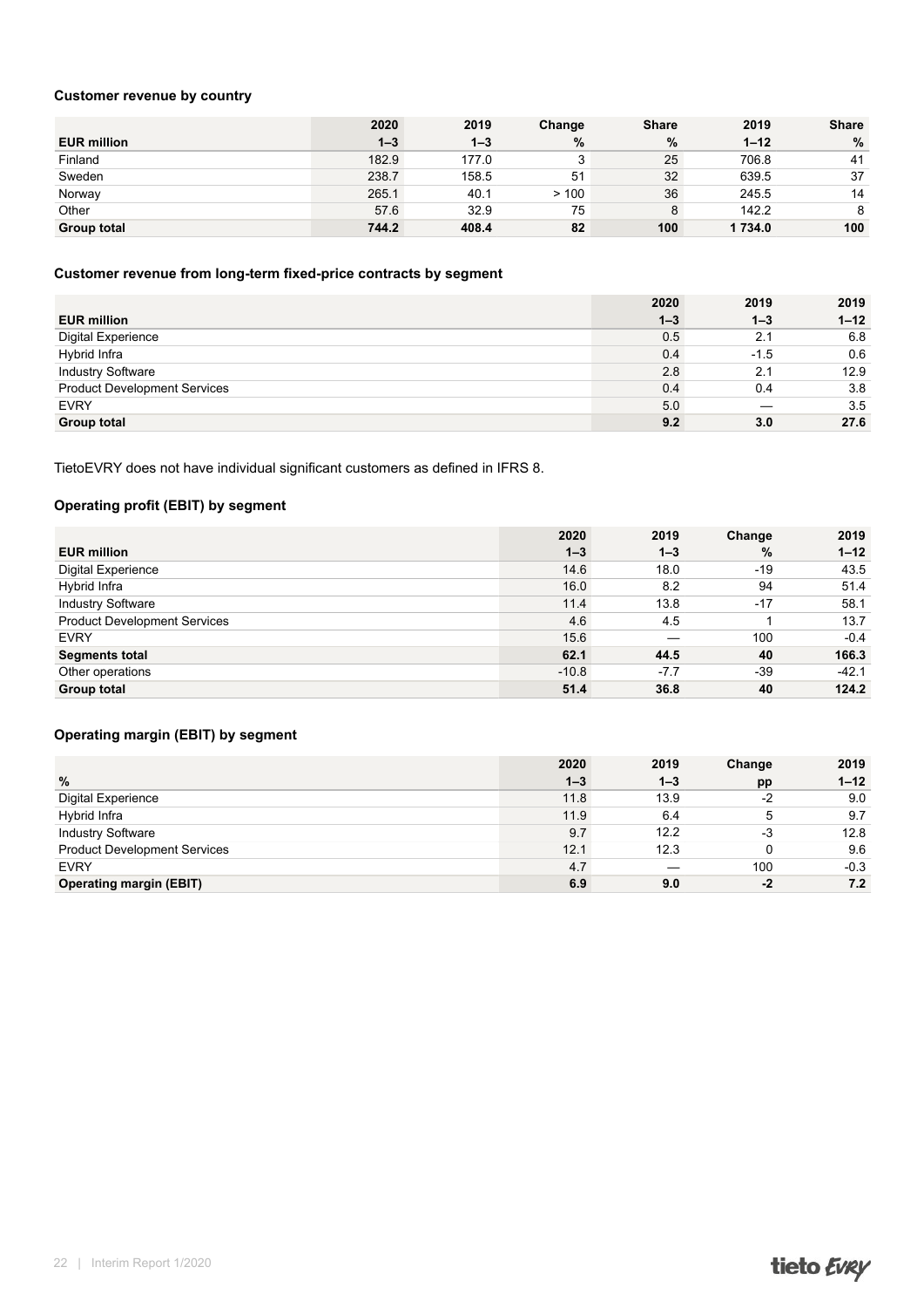### Customer revenue by country

| EUR million | 2020 1–3 | 2019 1–3 | Change % | Share % | 2019 1–12 | Share % |
|---|---|---|---|---|---|---|
| Finland | 182.9 | 177.0 | 3 | 25 | 706.8 | 41 |
| Sweden | 238.7 | 158.5 | 51 | 32 | 639.5 | 37 |
| Norway | 265.1 | 40.1 | > 100 | 36 | 245.5 | 14 |
| Other | 57.6 | 32.9 | 75 | 8 | 142.2 | 8 |
| **Group total** | **744.2** | **408.4** | **82** | **100** | **1 734.0** | **100** |

### Customer revenue from long-term fixed-price contracts by segment

| EUR million | 2020 1–3 | 2019 1–3 | 2019 1–12 |
|---|---|---|---|
| Digital Experience | 0.5 | 2.1 | 6.8 |
| Hybrid Infra | 0.4 | -1.5 | 0.6 |
| Industry Software | 2.8 | 2.1 | 12.9 |
| Product Development Services | 0.4 | 0.4 | 3.8 |
| EVRY | 5.0 | — | 3.5 |
| **Group total** | **9.2** | **3.0** | **27.6** |

TietoEVRY does not have individual significant customers as defined in IFRS 8.

### Operating profit (EBIT) by segment

| EUR million | 2020 1–3 | 2019 1–3 | Change % | 2019 1–12 |
|---|---|---|---|---|
| Digital Experience | 14.6 | 18.0 | -19 | 43.5 |
| Hybrid Infra | 16.0 | 8.2 | 94 | 51.4 |
| Industry Software | 11.4 | 13.8 | -17 | 58.1 |
| Product Development Services | 4.6 | 4.5 | 1 | 13.7 |
| EVRY | 15.6 | — | 100 | -0.4 |
| **Segments total** | **62.1** | **44.5** | **40** | **166.3** |
| Other operations | -10.8 | -7.7 | -39 | -42.1 |
| **Group total** | **51.4** | **36.8** | **40** | **124.2** |

### Operating margin (EBIT) by segment

| % | 2020 1–3 | 2019 1–3 | Change pp | 2019 1–12 |
|---|---|---|---|---|
| Digital Experience | 11.8 | 13.9 | -2 | 9.0 |
| Hybrid Infra | 11.9 | 6.4 | 5 | 9.7 |
| Industry Software | 9.7 | 12.2 | -3 | 12.8 |
| Product Development Services | 12.1 | 12.3 | 0 | 9.6 |
| EVRY | 4.7 | — | 100 | -0.3 |
| **Operating margin (EBIT)** | **6.9** | **9.0** | **-2** | **7.2** |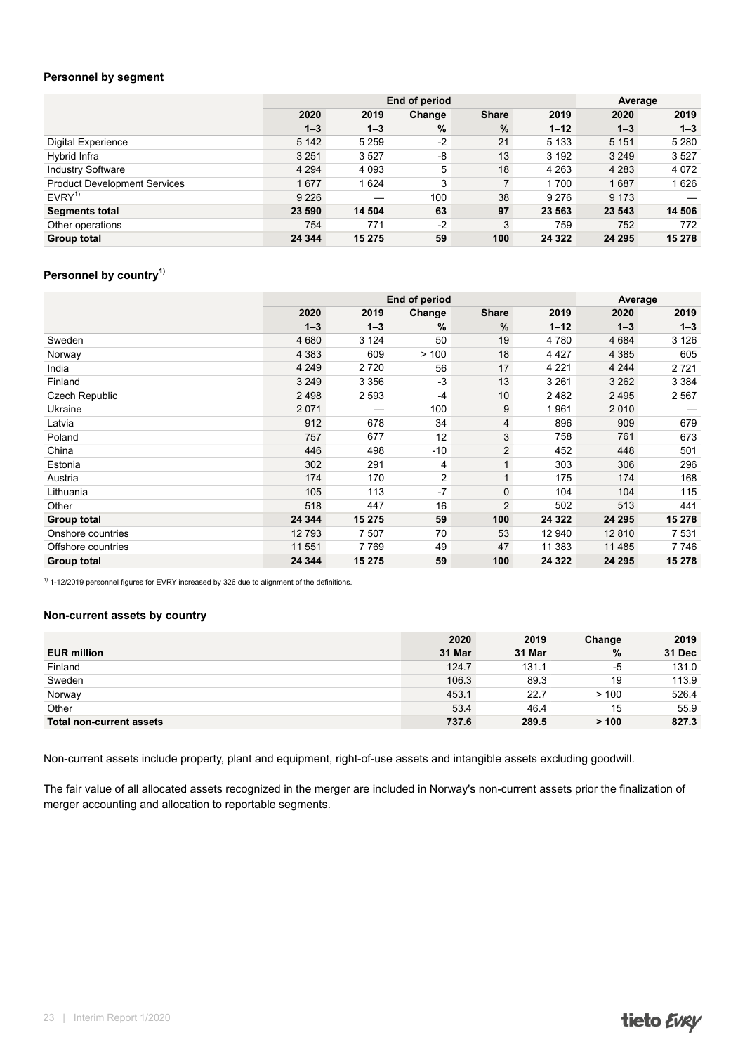### Personnel by segment

| | End of period | | | | | Average | |
|---|---|---|---|---|---|---|---|
| | 2020 | 2019 | Change | Share | 2019 | 2020 | 2019 |
| | 1–3 | 1–3 | % | % | 1–12 | 1–3 | 1–3 |
| Digital Experience | 5 142 | 5 259 | -2 | 21 | 5 133 | 5 151 | 5 280 |
| Hybrid Infra | 3 251 | 3 527 | -8 | 13 | 3 192 | 3 249 | 3 527 |
| Industry Software | 4 294 | 4 093 | 5 | 18 | 4 263 | 4 283 | 4 072 |
| Product Development Services | 1 677 | 1 624 | 3 | 7 | 1 700 | 1 687 | 1 626 |
| EVRY[1)] | 9 226 | — | 100 | 38 | 9 276 | 9 173 | — |
| **Segments total** | **23 590** | **14 504** | **63** | **97** | **23 563** | **23 543** | **14 506** |
| Other operations | 754 | 771 | -2 | 3 | 759 | 752 | 772 |
| **Group total** | **24 344** | **15 275** | **59** | **100** | **24 322** | **24 295** | **15 278** |

### Personnel by country[1)]

| | End of period | | | | | Average | |
|---|---|---|---|---|---|---|---|
| | 2020 | 2019 | Change | Share | 2019 | 2020 | 2019 |
| | 1–3 | 1–3 | % | % | 1–12 | 1–3 | 1–3 |
| Sweden | 4 680 | 3 124 | 50 | 19 | 4 780 | 4 684 | 3 126 |
| Norway | 4 383 | 609 | > 100 | 18 | 4 427 | 4 385 | 605 |
| India | 4 249 | 2 720 | 56 | 17 | 4 221 | 4 244 | 2 721 |
| Finland | 3 249 | 3 356 | -3 | 13 | 3 261 | 3 262 | 3 384 |
| Czech Republic | 2 498 | 2 593 | -4 | 10 | 2 482 | 2 495 | 2 567 |
| Ukraine | 2 071 | — | 100 | 9 | 1 961 | 2 010 | — |
| Latvia | 912 | 678 | 34 | 4 | 896 | 909 | 679 |
| Poland | 757 | 677 | 12 | 3 | 758 | 761 | 673 |
| China | 446 | 498 | -10 | 2 | 452 | 448 | 501 |
| Estonia | 302 | 291 | 4 | 1 | 303 | 306 | 296 |
| Austria | 174 | 170 | 2 | 1 | 175 | 174 | 168 |
| Lithuania | 105 | 113 | -7 | 0 | 104 | 104 | 115 |
| Other | 518 | 447 | 16 | 2 | 502 | 513 | 441 |
| **Group total** | **24 344** | **15 275** | **59** | **100** | **24 322** | **24 295** | **15 278** |
| Onshore countries | 12 793 | 7 507 | 70 | 53 | 12 940 | 12 810 | 7 531 |
| Offshore countries | 11 551 | 7 769 | 49 | 47 | 11 383 | 11 485 | 7 746 |
| **Group total** | **24 344** | **15 275** | **59** | **100** | **24 322** | **24 295** | **15 278** |

[1)] 1-12/2019 personnel figures for EVRY increased by 326 due to alignment of the definitions.

### Non-current assets by country

| EUR million | 2020 31 Mar | 2019 31 Mar | Change % | 2019 31 Dec |
|---|---|---|---|---|
| Finland | 124.7 | 131.1 | -5 | 131.0 |
| Sweden | 106.3 | 89.3 | 19 | 113.9 |
| Norway | 453.1 | 22.7 | > 100 | 526.4 |
| Other | 53.4 | 46.4 | 15 | 55.9 |
| **Total non-current assets** | **737.6** | **289.5** | **> 100** | **827.3** |

Non-current assets include property, plant and equipment, right-of-use assets and intangible assets excluding goodwill.

The fair value of all allocated assets recognized in the merger are included in Norway's non-current assets prior the finalization of merger accounting and allocation to reportable segments.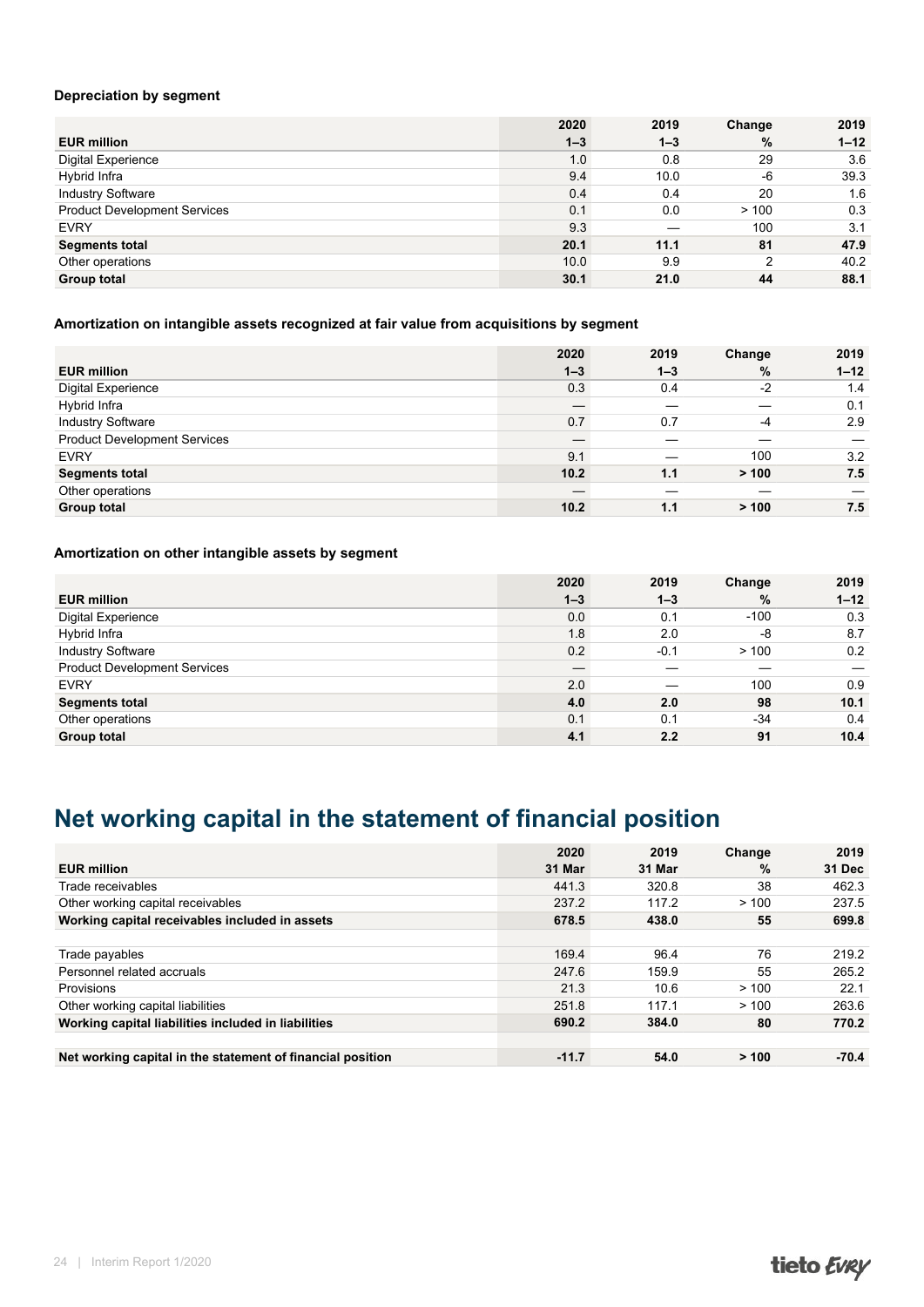### Depreciation by segment

| EUR million | 2020<br>1–3 | 2019<br>1–3 | Change<br>% | 2019<br>1–12 |
|---|---|---|---|---|
| Digital Experience | 1.0 | 0.8 | 29 | 3.6 |
| Hybrid Infra | 9.4 | 10.0 | -6 | 39.3 |
| Industry Software | 0.4 | 0.4 | 20 | 1.6 |
| Product Development Services | 0.1 | 0.0 | > 100 | 0.3 |
| EVRY | 9.3 | — | 100 | 3.1 |
| **Segments total** | **20.1** | **11.1** | **81** | **47.9** |
| Other operations | 10.0 | 9.9 | 2 | 40.2 |
| **Group total** | **30.1** | **21.0** | **44** | **88.1** |

### Amortization on intangible assets recognized at fair value from acquisitions by segment

| EUR million | 2020<br>1–3 | 2019<br>1–3 | Change<br>% | 2019<br>1–12 |
|---|---|---|---|---|
| Digital Experience | 0.3 | 0.4 | -2 | 1.4 |
| Hybrid Infra | — | — | — | 0.1 |
| Industry Software | 0.7 | 0.7 | -4 | 2.9 |
| Product Development Services | — | — | — | — |
| EVRY | 9.1 | — | 100 | 3.2 |
| **Segments total** | **10.2** | **1.1** | **> 100** | **7.5** |
| Other operations | — | — | — | — |
| **Group total** | **10.2** | **1.1** | **> 100** | **7.5** |

### Amortization on other intangible assets by segment

| EUR million | 2020<br>1–3 | 2019<br>1–3 | Change<br>% | 2019<br>1–12 |
|---|---|---|---|---|
| Digital Experience | 0.0 | 0.1 | -100 | 0.3 |
| Hybrid Infra | 1.8 | 2.0 | -8 | 8.7 |
| Industry Software | 0.2 | -0.1 | > 100 | 0.2 |
| Product Development Services | — | — | — | — |
| EVRY | 2.0 | — | 100 | 0.9 |
| **Segments total** | **4.0** | **2.0** | **98** | **10.1** |
| Other operations | 0.1 | 0.1 | -34 | 0.4 |
| **Group total** | **4.1** | **2.2** | **91** | **10.4** |

# Net working capital in the statement of financial position

| EUR million | 2020<br>31 Mar | 2019<br>31 Mar | Change<br>% | 2019<br>31 Dec |
|---|---|---|---|---|
| Trade receivables | 441.3 | 320.8 | 38 | 462.3 |
| Other working capital receivables | 237.2 | 117.2 | > 100 | 237.5 |
| **Working capital receivables included in assets** | **678.5** | **438.0** | **55** | **699.8** |
| | | | | |
| Trade payables | 169.4 | 96.4 | 76 | 219.2 |
| Personnel related accruals | 247.6 | 159.9 | 55 | 265.2 |
| Provisions | 21.3 | 10.6 | > 100 | 22.1 |
| Other working capital liabilities | 251.8 | 117.1 | > 100 | 263.6 |
| **Working capital liabilities included in liabilities** | **690.2** | **384.0** | **80** | **770.2** |
| | | | | |
| **Net working capital in the statement of financial position** | **-11.7** | **54.0** | **> 100** | **-70.4** |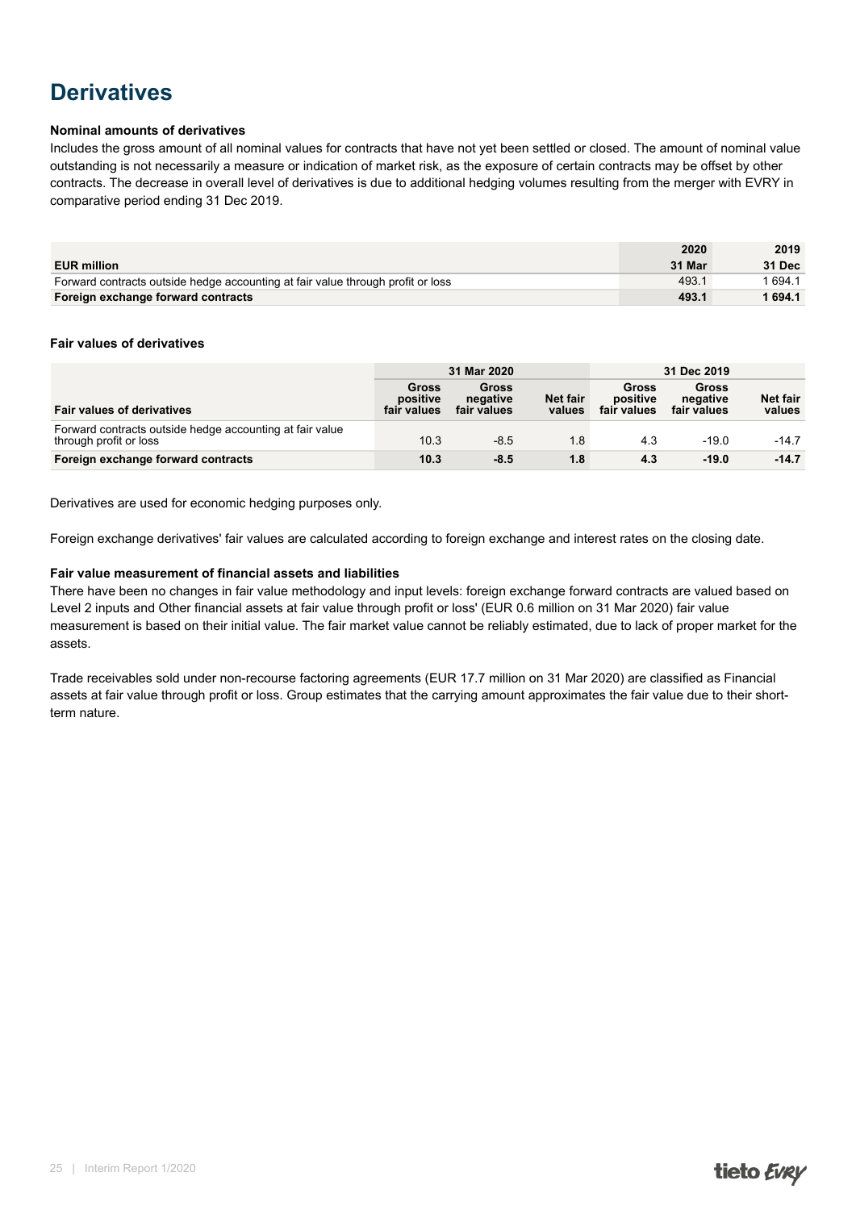# Derivatives

**Nominal amounts of derivatives**

Includes the gross amount of all nominal values for contracts that have not yet been settled or closed. The amount of nominal value outstanding is not necessarily a measure or indication of market risk, as the exposure of certain contracts may be offset by other contracts. The decrease in overall level of derivatives is due to additional hedging volumes resulting from the merger with EVRY in comparative period ending 31 Dec 2019.

| EUR million | 2020<br>31 Mar | 2019<br>31 Dec |
|---|---|---|
| Forward contracts outside hedge accounting at fair value through profit or loss | 493.1 | 1 694.1 |
| **Foreign exchange forward contracts** | **493.1** | **1 694.1** |

**Fair values of derivatives**

| | 31 Mar 2020 | | | 31 Dec 2019 | | |
|---|---|---|---|---|---|---|
| **Fair values of derivatives** | **Gross positive fair values** | **Gross negative fair values** | **Net fair values** | **Gross positive fair values** | **Gross negative fair values** | **Net fair values** |
| Forward contracts outside hedge accounting at fair value through profit or loss | 10.3 | -8.5 | 1.8 | 4.3 | -19.0 | -14.7 |
| **Foreign exchange forward contracts** | **10.3** | **-8.5** | **1.8** | **4.3** | **-19.0** | **-14.7** |

Derivatives are used for economic hedging purposes only.

Foreign exchange derivatives' fair values are calculated according to foreign exchange and interest rates on the closing date.

**Fair value measurement of financial assets and liabilities**

There have been no changes in fair value methodology and input levels: foreign exchange forward contracts are valued based on Level 2 inputs and Other financial assets at fair value through profit or loss' (EUR 0.6 million on 31 Mar 2020) fair value measurement is based on their initial value. The fair market value cannot be reliably estimated, due to lack of proper market for the assets.

Trade receivables sold under non-recourse factoring agreements (EUR 17.7 million on 31 Mar 2020) are classified as Financial assets at fair value through profit or loss. Group estimates that the carrying amount approximates the fair value due to their short-term nature.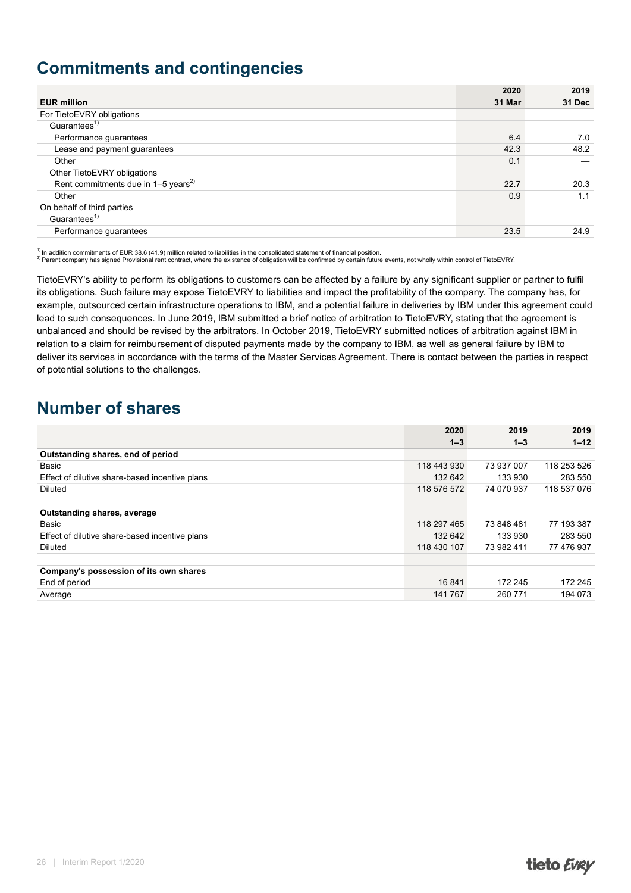## Commitments and contingencies

| EUR million | 2020<br>31 Mar | 2019<br>31 Dec |
|---|---|---|
| For TietoEVRY obligations | | |
| Guarantees[1] | | |
| Performance guarantees | 6.4 | 7.0 |
| Lease and payment guarantees | 42.3 | 48.2 |
| Other | 0.1 | — |
| Other TietoEVRY obligations | | |
| Rent commitments due in 1–5 years[2] | 22.7 | 20.3 |
| Other | 0.9 | 1.1 |
| On behalf of third parties | | |
| Guarantees[1] | | |
| Performance guarantees | 23.5 | 24.9 |

[1] In addition commitments of EUR 38.6 (41.9) million related to liabilities in the consolidated statement of financial position.
[2] Parent company has signed Provisional rent contract, where the existence of obligation will be confirmed by certain future events, not wholly within control of TietoEVRY.

TietoEVRY's ability to perform its obligations to customers can be affected by a failure by any significant supplier or partner to fulfil its obligations. Such failure may expose TietoEVRY to liabilities and impact the profitability of the company. The company has, for example, outsourced certain infrastructure operations to IBM, and a potential failure in deliveries by IBM under this agreement could lead to such consequences. In June 2019, IBM submitted a brief notice of arbitration to TietoEVRY, stating that the agreement is unbalanced and should be revised by the arbitrators. In October 2019, TietoEVRY submitted notices of arbitration against IBM in relation to a claim for reimbursement of disputed payments made by the company to IBM, as well as general failure by IBM to deliver its services in accordance with the terms of the Master Services Agreement. There is contact between the parties in respect of potential solutions to the challenges.

## Number of shares

| | 2020<br>1–3 | 2019<br>1–3 | 2019<br>1–12 |
|---|---|---|---|
| **Outstanding shares, end of period** | | | |
| Basic | 118 443 930 | 73 937 007 | 118 253 526 |
| Effect of dilutive share-based incentive plans | 132 642 | 133 930 | 283 550 |
| Diluted | 118 576 572 | 74 070 937 | 118 537 076 |
| | | | |
| **Outstanding shares, average** | | | |
| Basic | 118 297 465 | 73 848 481 | 77 193 387 |
| Effect of dilutive share-based incentive plans | 132 642 | 133 930 | 283 550 |
| Diluted | 118 430 107 | 73 982 411 | 77 476 937 |
| | | | |
| **Company's possession of its own shares** | | | |
| End of period | 16 841 | 172 245 | 172 245 |
| Average | 141 767 | 260 771 | 194 073 |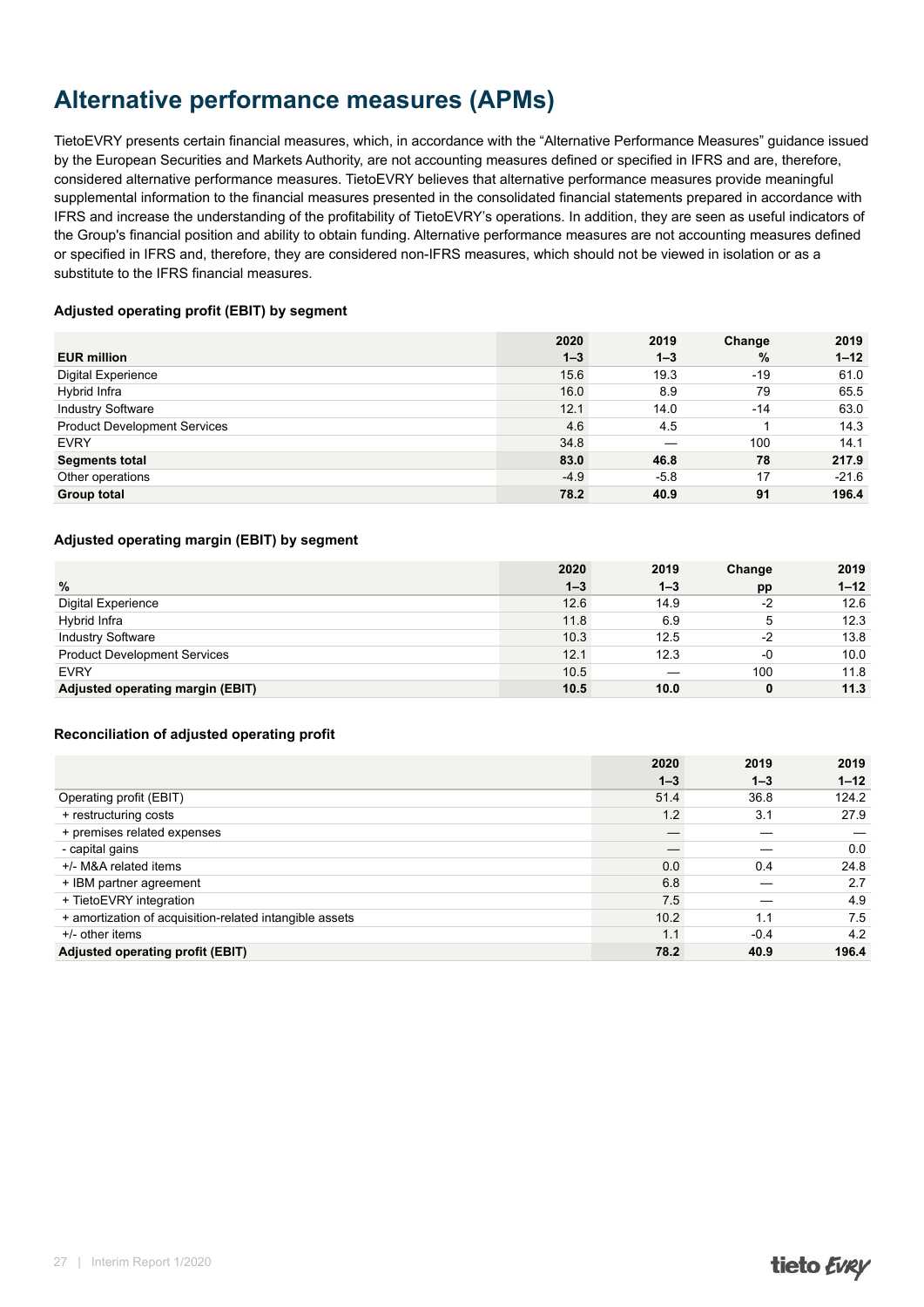# Alternative performance measures (APMs)

TietoEVRY presents certain financial measures, which, in accordance with the "Alternative Performance Measures" guidance issued by the European Securities and Markets Authority, are not accounting measures defined or specified in IFRS and are, therefore, considered alternative performance measures. TietoEVRY believes that alternative performance measures provide meaningful supplemental information to the financial measures presented in the consolidated financial statements prepared in accordance with IFRS and increase the understanding of the profitability of TietoEVRY's operations. In addition, they are seen as useful indicators of the Group's financial position and ability to obtain funding. Alternative performance measures are not accounting measures defined or specified in IFRS and, therefore, they are considered non-IFRS measures, which should not be viewed in isolation or as a substitute to the IFRS financial measures.

### Adjusted operating profit (EBIT) by segment

| EUR million | 2020 1–3 | 2019 1–3 | Change % | 2019 1–12 |
|---|---|---|---|---|
| Digital Experience | 15.6 | 19.3 | -19 | 61.0 |
| Hybrid Infra | 16.0 | 8.9 | 79 | 65.5 |
| Industry Software | 12.1 | 14.0 | -14 | 63.0 |
| Product Development Services | 4.6 | 4.5 | 1 | 14.3 |
| EVRY | 34.8 | — | 100 | 14.1 |
| **Segments total** | **83.0** | **46.8** | **78** | **217.9** |
| Other operations | -4.9 | -5.8 | 17 | -21.6 |
| **Group total** | **78.2** | **40.9** | **91** | **196.4** |

### Adjusted operating margin (EBIT) by segment

| % | 2020 1–3 | 2019 1–3 | Change pp | 2019 1–12 |
|---|---|---|---|---|
| Digital Experience | 12.6 | 14.9 | -2 | 12.6 |
| Hybrid Infra | 11.8 | 6.9 | 5 | 12.3 |
| Industry Software | 10.3 | 12.5 | -2 | 13.8 |
| Product Development Services | 12.1 | 12.3 | -0 | 10.0 |
| EVRY | 10.5 | — | 100 | 11.8 |
| **Adjusted operating margin (EBIT)** | **10.5** | **10.0** | **0** | **11.3** |

### Reconciliation of adjusted operating profit

| | 2020 1–3 | 2019 1–3 | 2019 1–12 |
|---|---|---|---|
| Operating profit (EBIT) | 51.4 | 36.8 | 124.2 |
| + restructuring costs | 1.2 | 3.1 | 27.9 |
| + premises related expenses | — | — | — |
| - capital gains | — | — | 0.0 |
| +/- M&A related items | 0.0 | 0.4 | 24.8 |
| + IBM partner agreement | 6.8 | — | 2.7 |
| + TietoEVRY integration | 7.5 | — | 4.9 |
| + amortization of acquisition-related intangible assets | 10.2 | 1.1 | 7.5 |
| +/- other items | 1.1 | -0.4 | 4.2 |
| **Adjusted operating profit (EBIT)** | **78.2** | **40.9** | **196.4** |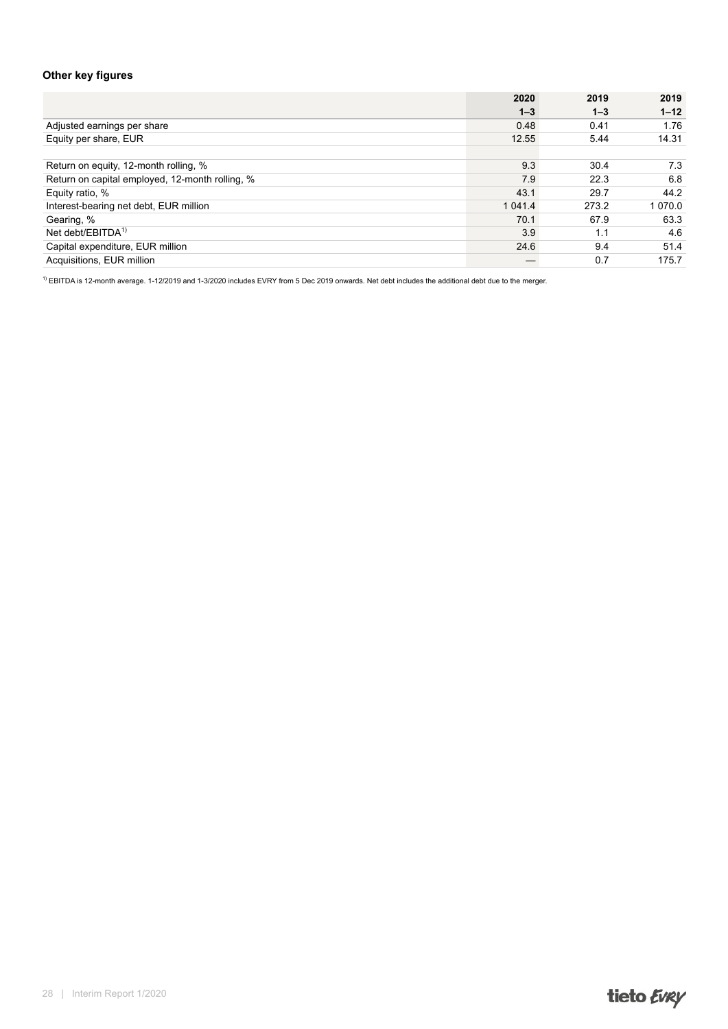### Other key figures

| | 2020<br>1–3 | 2019<br>1–3 | 2019<br>1–12 |
|---|---|---|---|
| Adjusted earnings per share | 0.48 | 0.41 | 1.76 |
| Equity per share, EUR | 12.55 | 5.44 | 14.31 |
| | | | |
| Return on equity, 12-month rolling, % | 9.3 | 30.4 | 7.3 |
| Return on capital employed, 12-month rolling, % | 7.9 | 22.3 | 6.8 |
| Equity ratio, % | 43.1 | 29.7 | 44.2 |
| Interest-bearing net debt, EUR million | 1 041.4 | 273.2 | 1 070.0 |
| Gearing, % | 70.1 | 67.9 | 63.3 |
| Net debt/EBITDA[1)] | 3.9 | 1.1 | 4.6 |
| Capital expenditure, EUR million | 24.6 | 9.4 | 51.4 |
| Acquisitions, EUR million | — | 0.7 | 175.7 |

[1)] EBITDA is 12-month average. 1-12/2019 and 1-3/2020 includes EVRY from 5 Dec 2019 onwards. Net debt includes the additional debt due to the merger.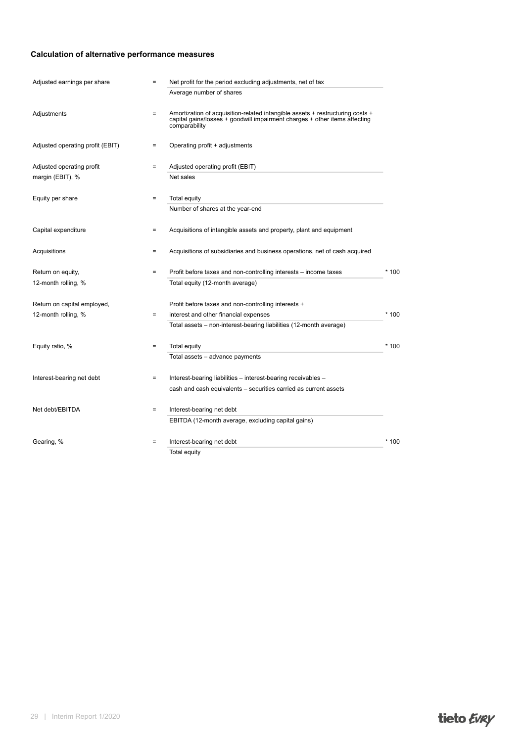### Calculation of alternative performance measures

| | | | |
|---|---|---|---|
| Adjusted earnings per share | = | Net profit for the period excluding adjustments, net of tax / Average number of shares | |
| Adjustments | = | Amortization of acquisition-related intangible assets + restructuring costs + capital gains/losses + goodwill impairment charges + other items affecting comparability | |
| Adjusted operating profit (EBIT) | = | Operating profit + adjustments | |
| Adjusted operating profit margin (EBIT), % | = | Adjusted operating profit (EBIT) / Net sales | |
| Equity per share | = | Total equity / Number of shares at the year-end | |
| Capital expenditure | = | Acquisitions of intangible assets and property, plant and equipment | |
| Acquisitions | = | Acquisitions of subsidiaries and business operations, net of cash acquired | |
| Return on equity, 12-month rolling, % | = | Profit before taxes and non-controlling interests – income taxes / Total equity (12-month average) | * 100 |
| Return on capital employed, 12-month rolling, % | = | Profit before taxes and non-controlling interests + interest and other financial expenses / Total assets – non-interest-bearing liabilities (12-month average) | * 100 |
| Equity ratio, % | = | Total equity / Total assets – advance payments | * 100 |
| Interest-bearing net debt | = | Interest-bearing liabilities – interest-bearing receivables – cash and cash equivalents – securities carried as current assets | |
| Net debt/EBITDA | = | Interest-bearing net debt / EBITDA (12-month average, excluding capital gains) | |
| Gearing, % | = | Interest-bearing net debt / Total equity | * 100 |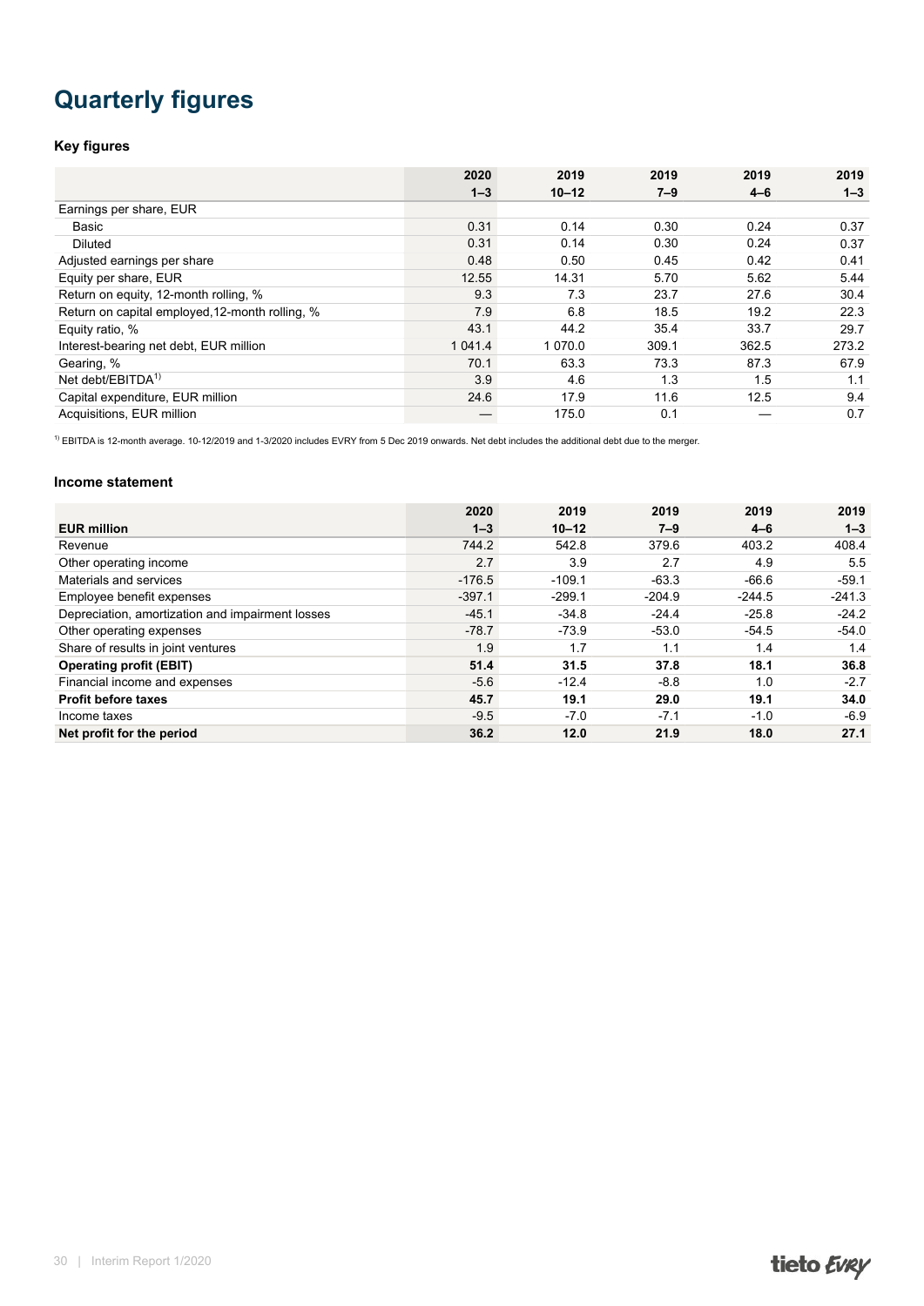# Quarterly figures

### Key figures

| | 2020<br>1–3 | 2019<br>10–12 | 2019<br>7–9 | 2019<br>4–6 | 2019<br>1–3 |
|---|---|---|---|---|---|
| Earnings per share, EUR | | | | | |
| Basic | 0.31 | 0.14 | 0.30 | 0.24 | 0.37 |
| Diluted | 0.31 | 0.14 | 0.30 | 0.24 | 0.37 |
| Adjusted earnings per share | 0.48 | 0.50 | 0.45 | 0.42 | 0.41 |
| Equity per share, EUR | 12.55 | 14.31 | 5.70 | 5.62 | 5.44 |
| Return on equity, 12-month rolling, % | 9.3 | 7.3 | 23.7 | 27.6 | 30.4 |
| Return on capital employed,12-month rolling, % | 7.9 | 6.8 | 18.5 | 19.2 | 22.3 |
| Equity ratio, % | 43.1 | 44.2 | 35.4 | 33.7 | 29.7 |
| Interest-bearing net debt, EUR million | 1 041.4 | 1 070.0 | 309.1 | 362.5 | 273.2 |
| Gearing, % | 70.1 | 63.3 | 73.3 | 87.3 | 67.9 |
| Net debt/EBITDA[1)] | 3.9 | 4.6 | 1.3 | 1.5 | 1.1 |
| Capital expenditure, EUR million | 24.6 | 17.9 | 11.6 | 12.5 | 9.4 |
| Acquisitions, EUR million | — | 175.0 | 0.1 | — | 0.7 |

[1)] EBITDA is 12-month average. 10-12/2019 and 1-3/2020 includes EVRY from 5 Dec 2019 onwards. Net debt includes the additional debt due to the merger.

### Income statement

| EUR million | 2020<br>1–3 | 2019<br>10–12 | 2019<br>7–9 | 2019<br>4–6 | 2019<br>1–3 |
|---|---|---|---|---|---|
| Revenue | 744.2 | 542.8 | 379.6 | 403.2 | 408.4 |
| Other operating income | 2.7 | 3.9 | 2.7 | 4.9 | 5.5 |
| Materials and services | -176.5 | -109.1 | -63.3 | -66.6 | -59.1 |
| Employee benefit expenses | -397.1 | -299.1 | -204.9 | -244.5 | -241.3 |
| Depreciation, amortization and impairment losses | -45.1 | -34.8 | -24.4 | -25.8 | -24.2 |
| Other operating expenses | -78.7 | -73.9 | -53.0 | -54.5 | -54.0 |
| Share of results in joint ventures | 1.9 | 1.7 | 1.1 | 1.4 | 1.4 |
| **Operating profit (EBIT)** | **51.4** | **31.5** | **37.8** | **18.1** | **36.8** |
| Financial income and expenses | -5.6 | -12.4 | -8.8 | 1.0 | -2.7 |
| **Profit before taxes** | **45.7** | **19.1** | **29.0** | **19.1** | **34.0** |
| Income taxes | -9.5 | -7.0 | -7.1 | -1.0 | -6.9 |
| **Net profit for the period** | **36.2** | **12.0** | **21.9** | **18.0** | **27.1** |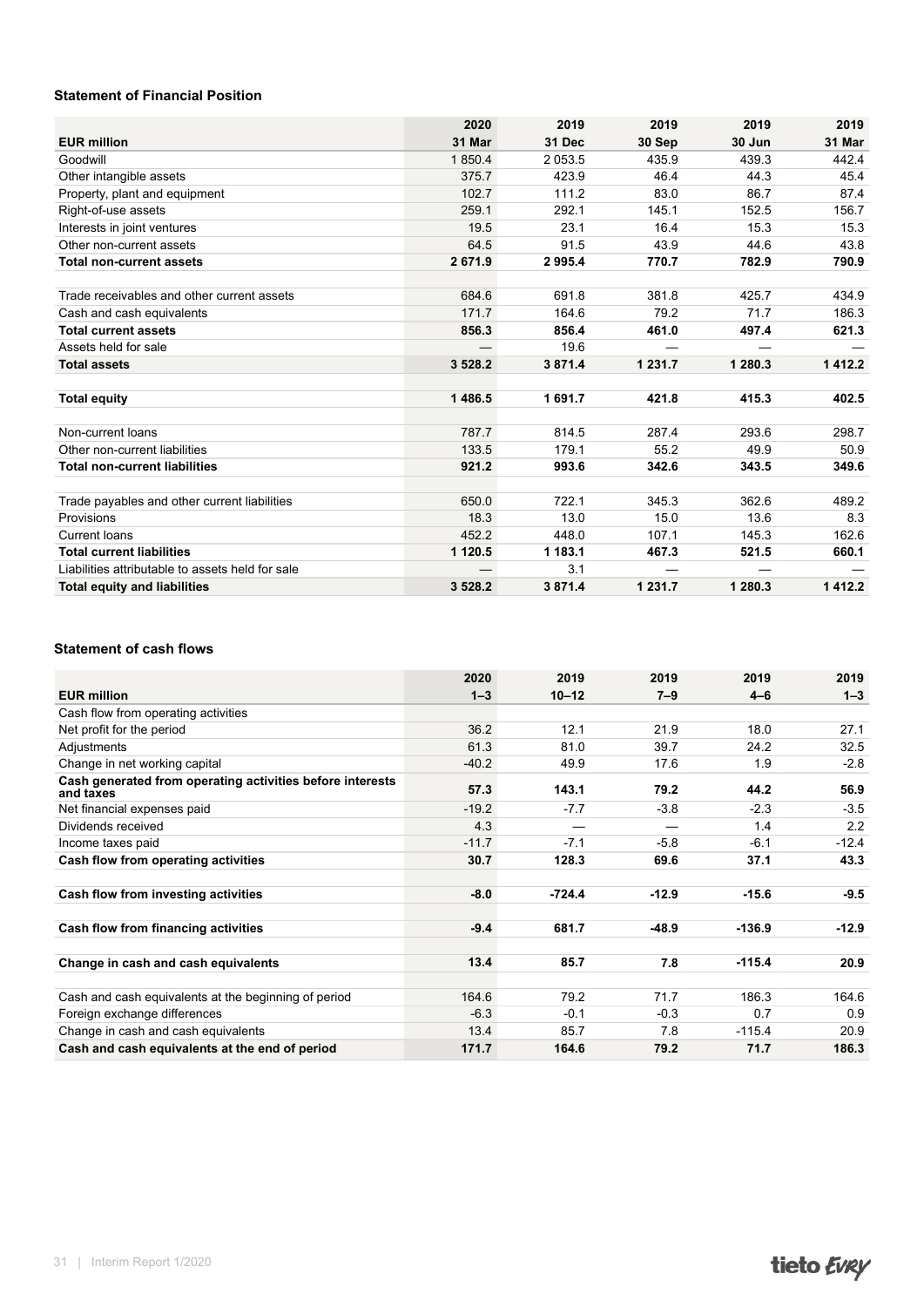### Statement of Financial Position

| EUR million | 2020<br>31 Mar | 2019<br>31 Dec | 2019<br>30 Sep | 2019<br>30 Jun | 2019<br>31 Mar |
|---|---|---|---|---|---|
| Goodwill | 1 850.4 | 2 053.5 | 435.9 | 439.3 | 442.4 |
| Other intangible assets | 375.7 | 423.9 | 46.4 | 44.3 | 45.4 |
| Property, plant and equipment | 102.7 | 111.2 | 83.0 | 86.7 | 87.4 |
| Right-of-use assets | 259.1 | 292.1 | 145.1 | 152.5 | 156.7 |
| Interests in joint ventures | 19.5 | 23.1 | 16.4 | 15.3 | 15.3 |
| Other non-current assets | 64.5 | 91.5 | 43.9 | 44.6 | 43.8 |
| **Total non-current assets** | **2 671.9** | **2 995.4** | **770.7** | **782.9** | **790.9** |
| | | | | | |
| Trade receivables and other current assets | 684.6 | 691.8 | 381.8 | 425.7 | 434.9 |
| Cash and cash equivalents | 171.7 | 164.6 | 79.2 | 71.7 | 186.3 |
| **Total current assets** | **856.3** | **856.4** | **461.0** | **497.4** | **621.3** |
| Assets held for sale | — | 19.6 | — | — | — |
| **Total assets** | **3 528.2** | **3 871.4** | **1 231.7** | **1 280.3** | **1 412.2** |
| | | | | | |
| **Total equity** | **1 486.5** | **1 691.7** | **421.8** | **415.3** | **402.5** |
| | | | | | |
| Non-current loans | 787.7 | 814.5 | 287.4 | 293.6 | 298.7 |
| Other non-current liabilities | 133.5 | 179.1 | 55.2 | 49.9 | 50.9 |
| **Total non-current liabilities** | **921.2** | **993.6** | **342.6** | **343.5** | **349.6** |
| | | | | | |
| Trade payables and other current liabilities | 650.0 | 722.1 | 345.3 | 362.6 | 489.2 |
| Provisions | 18.3 | 13.0 | 15.0 | 13.6 | 8.3 |
| Current loans | 452.2 | 448.0 | 107.1 | 145.3 | 162.6 |
| **Total current liabilities** | **1 120.5** | **1 183.1** | **467.3** | **521.5** | **660.1** |
| Liabilities attributable to assets held for sale | — | 3.1 | — | — | — |
| **Total equity and liabilities** | **3 528.2** | **3 871.4** | **1 231.7** | **1 280.3** | **1 412.2** |

### Statement of cash flows

| EUR million | 2020<br>1–3 | 2019<br>10–12 | 2019<br>7–9 | 2019<br>4–6 | 2019<br>1–3 |
|---|---|---|---|---|---|
| Cash flow from operating activities | | | | | |
| Net profit for the period | 36.2 | 12.1 | 21.9 | 18.0 | 27.1 |
| Adjustments | 61.3 | 81.0 | 39.7 | 24.2 | 32.5 |
| Change in net working capital | -40.2 | 49.9 | 17.6 | 1.9 | -2.8 |
| **Cash generated from operating activities before interests and taxes** | **57.3** | **143.1** | **79.2** | **44.2** | **56.9** |
| Net financial expenses paid | -19.2 | -7.7 | -3.8 | -2.3 | -3.5 |
| Dividends received | 4.3 | — | — | 1.4 | 2.2 |
| Income taxes paid | -11.7 | -7.1 | -5.8 | -6.1 | -12.4 |
| **Cash flow from operating activities** | **30.7** | **128.3** | **69.6** | **37.1** | **43.3** |
| | | | | | |
| **Cash flow from investing activities** | **-8.0** | **-724.4** | **-12.9** | **-15.6** | **-9.5** |
| | | | | | |
| **Cash flow from financing activities** | **-9.4** | **681.7** | **-48.9** | **-136.9** | **-12.9** |
| | | | | | |
| **Change in cash and cash equivalents** | **13.4** | **85.7** | **7.8** | **-115.4** | **20.9** |
| | | | | | |
| Cash and cash equivalents at the beginning of period | 164.6 | 79.2 | 71.7 | 186.3 | 164.6 |
| Foreign exchange differences | -6.3 | -0.1 | -0.3 | 0.7 | 0.9 |
| Change in cash and cash equivalents | 13.4 | 85.7 | 7.8 | -115.4 | 20.9 |
| **Cash and cash equivalents at the end of period** | **171.7** | **164.6** | **79.2** | **71.7** | **186.3** |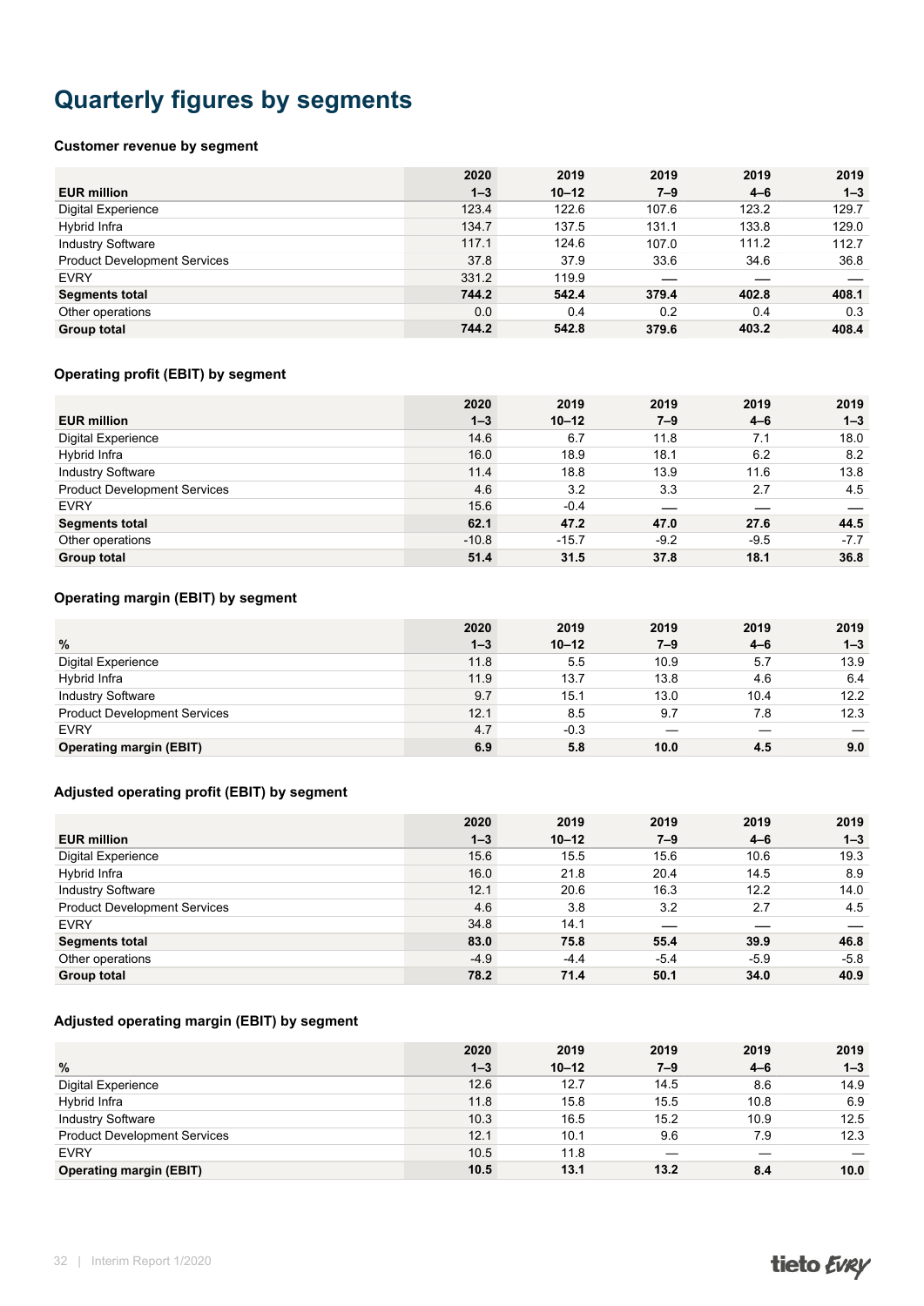# Quarterly figures by segments

### Customer revenue by segment

| EUR million | 2020 1–3 | 2019 10–12 | 2019 7–9 | 2019 4–6 | 2019 1–3 |
|---|---|---|---|---|---|
| Digital Experience | 123.4 | 122.6 | 107.6 | 123.2 | 129.7 |
| Hybrid Infra | 134.7 | 137.5 | 131.1 | 133.8 | 129.0 |
| Industry Software | 117.1 | 124.6 | 107.0 | 111.2 | 112.7 |
| Product Development Services | 37.8 | 37.9 | 33.6 | 34.6 | 36.8 |
| EVRY | 331.2 | 119.9 | — | — | — |
| **Segments total** | **744.2** | **542.4** | **379.4** | **402.8** | **408.1** |
| Other operations | 0.0 | 0.4 | 0.2 | 0.4 | 0.3 |
| **Group total** | **744.2** | **542.8** | **379.6** | **403.2** | **408.4** |

### Operating profit (EBIT) by segment

| EUR million | 2020 1–3 | 2019 10–12 | 2019 7–9 | 2019 4–6 | 2019 1–3 |
|---|---|---|---|---|---|
| Digital Experience | 14.6 | 6.7 | 11.8 | 7.1 | 18.0 |
| Hybrid Infra | 16.0 | 18.9 | 18.1 | 6.2 | 8.2 |
| Industry Software | 11.4 | 18.8 | 13.9 | 11.6 | 13.8 |
| Product Development Services | 4.6 | 3.2 | 3.3 | 2.7 | 4.5 |
| EVRY | 15.6 | -0.4 | — | — | — |
| **Segments total** | **62.1** | **47.2** | **47.0** | **27.6** | **44.5** |
| Other operations | -10.8 | -15.7 | -9.2 | -9.5 | -7.7 |
| **Group total** | **51.4** | **31.5** | **37.8** | **18.1** | **36.8** |

### Operating margin (EBIT) by segment

| % | 2020 1–3 | 2019 10–12 | 2019 7–9 | 2019 4–6 | 2019 1–3 |
|---|---|---|---|---|---|
| Digital Experience | 11.8 | 5.5 | 10.9 | 5.7 | 13.9 |
| Hybrid Infra | 11.9 | 13.7 | 13.8 | 4.6 | 6.4 |
| Industry Software | 9.7 | 15.1 | 13.0 | 10.4 | 12.2 |
| Product Development Services | 12.1 | 8.5 | 9.7 | 7.8 | 12.3 |
| EVRY | 4.7 | -0.3 | — | — | — |
| **Operating margin (EBIT)** | **6.9** | **5.8** | **10.0** | **4.5** | **9.0** |

### Adjusted operating profit (EBIT) by segment

| EUR million | 2020 1–3 | 2019 10–12 | 2019 7–9 | 2019 4–6 | 2019 1–3 |
|---|---|---|---|---|---|
| Digital Experience | 15.6 | 15.5 | 15.6 | 10.6 | 19.3 |
| Hybrid Infra | 16.0 | 21.8 | 20.4 | 14.5 | 8.9 |
| Industry Software | 12.1 | 20.6 | 16.3 | 12.2 | 14.0 |
| Product Development Services | 4.6 | 3.8 | 3.2 | 2.7 | 4.5 |
| EVRY | 34.8 | 14.1 | — | — | — |
| **Segments total** | **83.0** | **75.8** | **55.4** | **39.9** | **46.8** |
| Other operations | -4.9 | -4.4 | -5.4 | -5.9 | -5.8 |
| **Group total** | **78.2** | **71.4** | **50.1** | **34.0** | **40.9** |

### Adjusted operating margin (EBIT) by segment

| % | 2020 1–3 | 2019 10–12 | 2019 7–9 | 2019 4–6 | 2019 1–3 |
|---|---|---|---|---|---|
| Digital Experience | 12.6 | 12.7 | 14.5 | 8.6 | 14.9 |
| Hybrid Infra | 11.8 | 15.8 | 15.5 | 10.8 | 6.9 |
| Industry Software | 10.3 | 16.5 | 15.2 | 10.9 | 12.5 |
| Product Development Services | 12.1 | 10.1 | 9.6 | 7.9 | 12.3 |
| EVRY | 10.5 | 11.8 | — | — | — |
| **Operating margin (EBIT)** | **10.5** | **13.1** | **13.2** | **8.4** | **10.0** |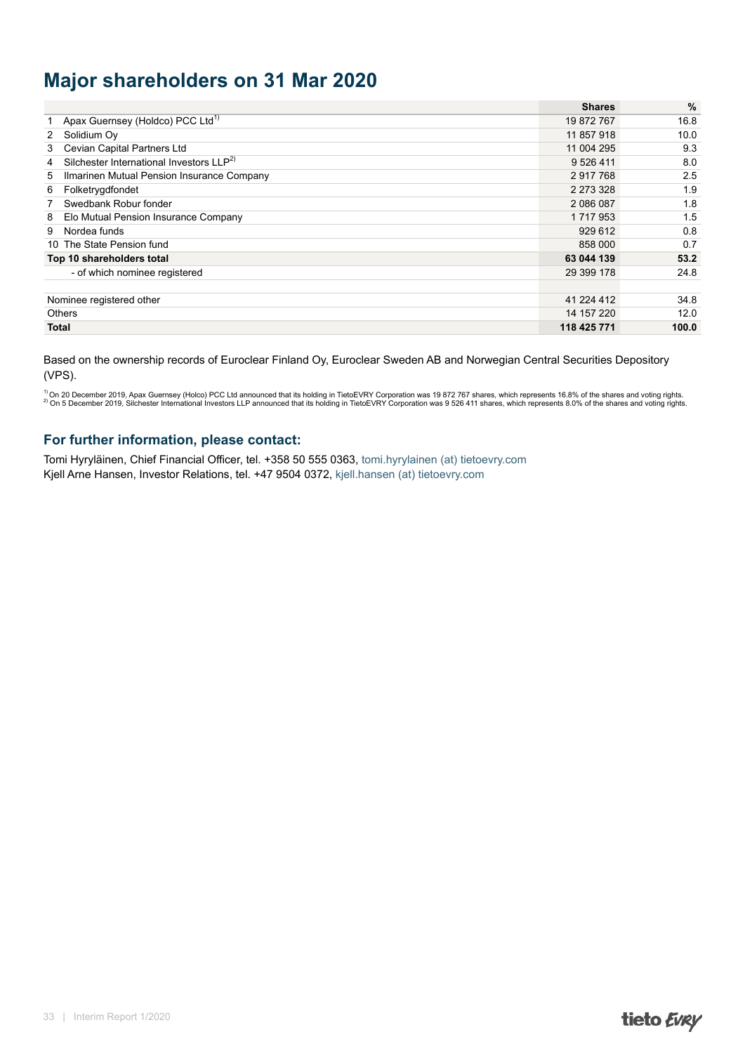# Major shareholders on 31 Mar 2020

| | | Shares | % |
|---|---|---|---|
| 1 | Apax Guernsey (Holdco) PCC Ltd[1] | 19 872 767 | 16.8 |
| 2 | Solidium Oy | 11 857 918 | 10.0 |
| 3 | Cevian Capital Partners Ltd | 11 004 295 | 9.3 |
| 4 | Silchester International Investors LLP[2] | 9 526 411 | 8.0 |
| 5 | Ilmarinen Mutual Pension Insurance Company | 2 917 768 | 2.5 |
| 6 | Folketrygdfondet | 2 273 328 | 1.9 |
| 7 | Swedbank Robur fonder | 2 086 087 | 1.8 |
| 8 | Elo Mutual Pension Insurance Company | 1 717 953 | 1.5 |
| 9 | Nordea funds | 929 612 | 0.8 |
| 10 | The State Pension fund | 858 000 | 0.7 |
| **Top 10 shareholders total** | | **63 044 139** | **53.2** |
| | - of which nominee registered | 29 399 178 | 24.8 |
| | | | |
| Nominee registered other | | 41 224 412 | 34.8 |
| Others | | 14 157 220 | 12.0 |
| **Total** | | **118 425 771** | **100.0** |

Based on the ownership records of Euroclear Finland Oy, Euroclear Sweden AB and Norwegian Central Securities Depository (VPS).

[1] On 20 December 2019, Apax Guernsey (Holco) PCC Ltd announced that its holding in TietoEVRY Corporation was 19 872 767 shares, which represents 16.8% of the shares and voting rights.
[2] On 5 December 2019, Silchester International Investors LLP announced that its holding in TietoEVRY Corporation was 9 526 411 shares, which represents 8.0% of the shares and voting rights.

### For further information, please contact:

Tomi Hyryläinen, Chief Financial Officer, tel. +358 50 555 0363, tomi.hyrylainen (at) tietoevry.com
Kjell Arne Hansen, Investor Relations, tel. +47 9504 0372, kjell.hansen (at) tietoevry.com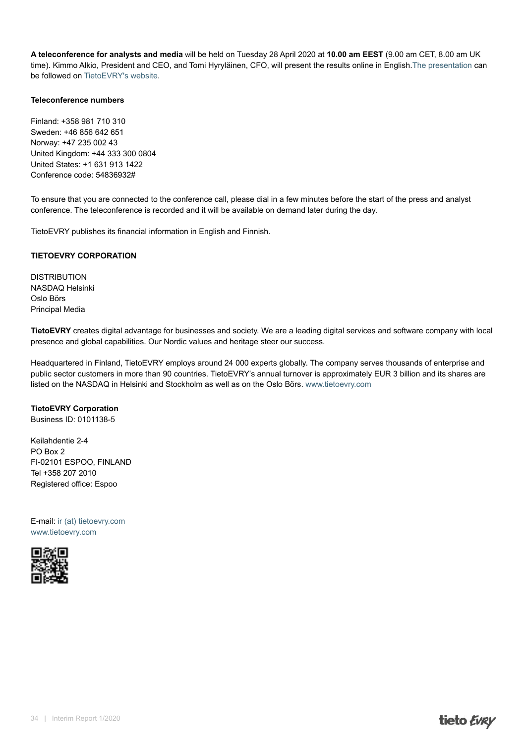**A teleconference for analysts and media** will be held on Tuesday 28 April 2020 at **10.00 am EEST** (9.00 am CET, 8.00 am UK time). Kimmo Alkio, President and CEO, and Tomi Hyryläinen, CFO, will present the results online in English. The presentation can be followed on TietoEVRY's website.

**Teleconference numbers**

Finland: +358 981 710 310
Sweden: +46 856 642 651
Norway: +47 235 002 43
United Kingdom: +44 333 300 0804
United States: +1 631 913 1422
Conference code: 54836932#

To ensure that you are connected to the conference call, please dial in a few minutes before the start of the press and analyst conference. The teleconference is recorded and it will be available on demand later during the day.

TietoEVRY publishes its financial information in English and Finnish.

**TIETOEVRY CORPORATION**

DISTRIBUTION
NASDAQ Helsinki
Oslo Börs
Principal Media

**TietoEVRY** creates digital advantage for businesses and society. We are a leading digital services and software company with local presence and global capabilities. Our Nordic values and heritage steer our success.

Headquartered in Finland, TietoEVRY employs around 24 000 experts globally. The company serves thousands of enterprise and public sector customers in more than 90 countries. TietoEVRY's annual turnover is approximately EUR 3 billion and its shares are listed on the NASDAQ in Helsinki and Stockholm as well as on the Oslo Börs. www.tietoevry.com

**TietoEVRY Corporation**
Business ID: 0101138-5

Keilahdentie 2-4
PO Box 2
FI-02101 ESPOO, FINLAND
Tel +358 207 2010
Registered office: Espoo

E-mail: ir (at) tietoevry.com
www.tietoevry.com